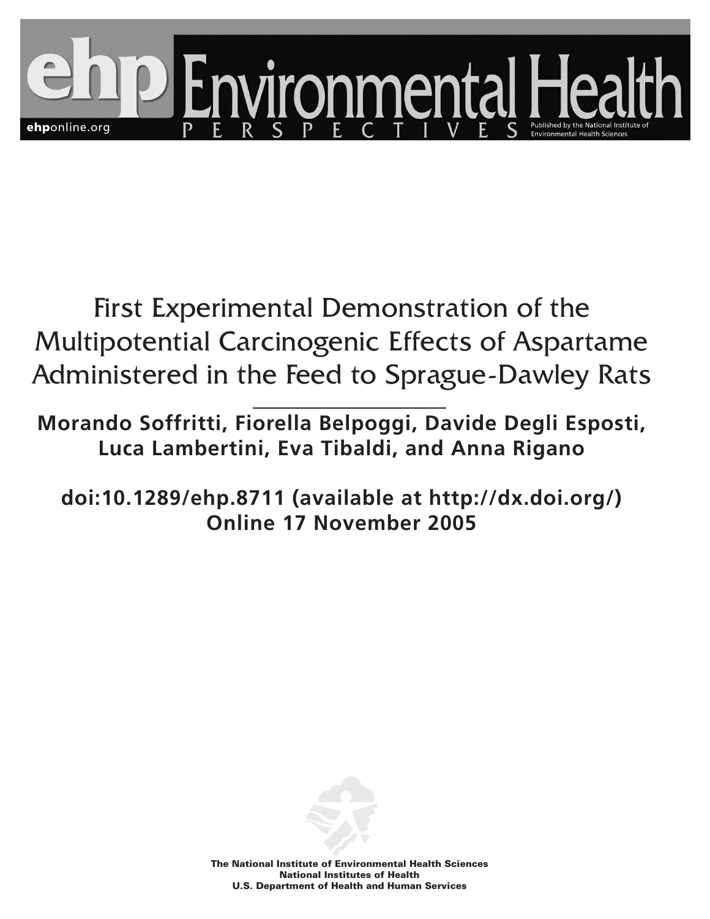# First Experimental Demonstration of the Multipotential Carcinogenic Effects of Aspartame Administered in the Feed to Sprague-Dawley Rats

**Morando Soffritti, Fiorella Belpoggi, Davide Degli Esposti, Luca Lambertini, Eva Tibaldi, and Anna Rigano**

**doi:10.1289/ehp.8711 (available at http://dx.doi.org/)**
**Online 17 November 2005**

**The National Institute of Environmental Health Sciences**
**National Institutes of Health**
**U.S. Department of Health and Human Services**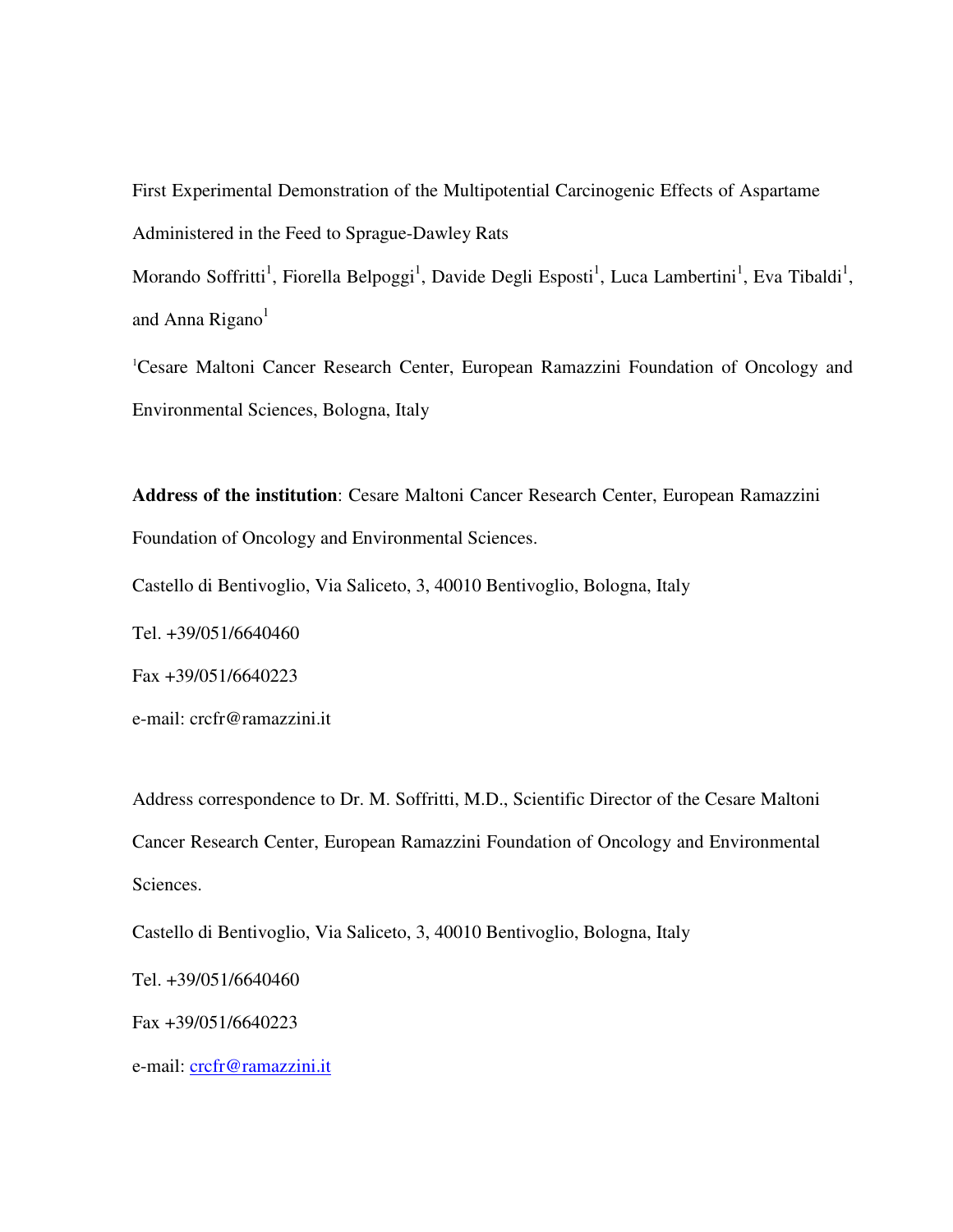# First Experimental Demonstration of the Multipotential Carcinogenic Effects of Aspartame Administered in the Feed to Sprague-Dawley Rats

Morando Soffritti[1], Fiorella Belpoggi[1], Davide Degli Esposti[1], Luca Lambertini[1], Eva Tibaldi[1], and Anna Rigano[1]

[1]Cesare Maltoni Cancer Research Center, European Ramazzini Foundation of Oncology and Environmental Sciences, Bologna, Italy

**Address of the institution**: Cesare Maltoni Cancer Research Center, European Ramazzini Foundation of Oncology and Environmental Sciences.

Castello di Bentivoglio, Via Saliceto, 3, 40010 Bentivoglio, Bologna, Italy

Tel. +39/051/6640460

Fax +39/051/6640223

e-mail: crcfr@ramazzini.it

Address correspondence to Dr. M. Soffritti, M.D., Scientific Director of the Cesare Maltoni Cancer Research Center, European Ramazzini Foundation of Oncology and Environmental Sciences.

Castello di Bentivoglio, Via Saliceto, 3, 40010 Bentivoglio, Bologna, Italy

Tel. +39/051/6640460

Fax +39/051/6640223

e-mail: crcfr@ramazzini.it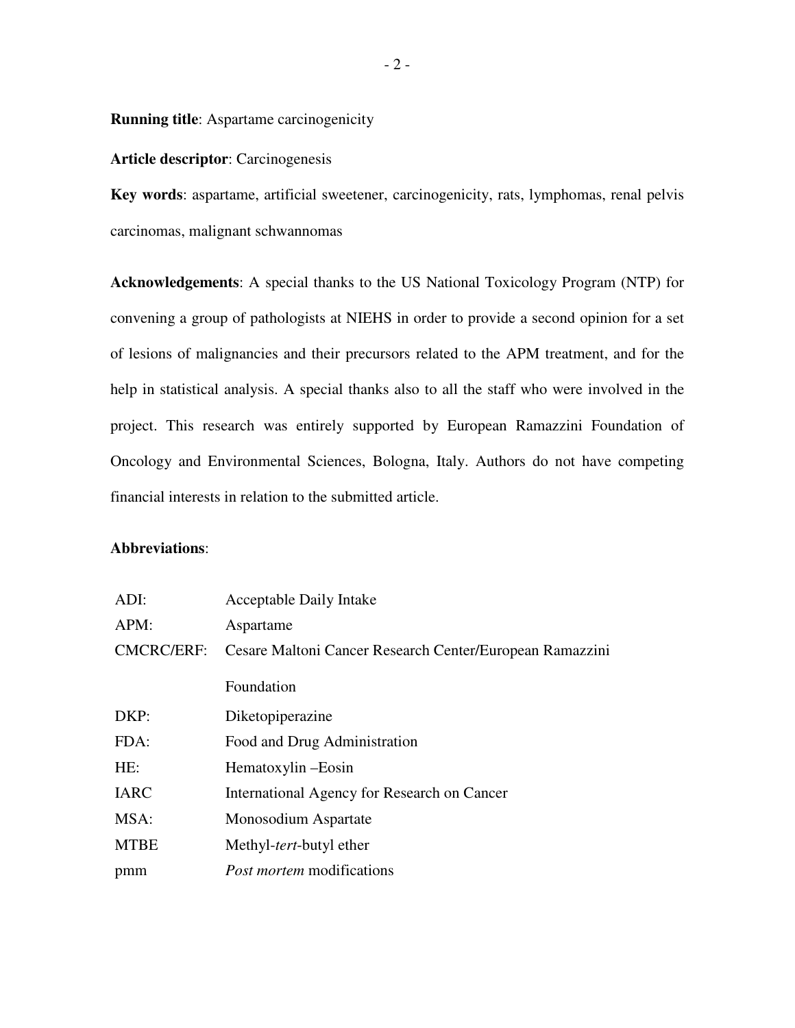**Running title**: Aspartame carcinogenicity

**Article descriptor**: Carcinogenesis

**Key words**: aspartame, artificial sweetener, carcinogenicity, rats, lymphomas, renal pelvis carcinomas, malignant schwannomas

**Acknowledgements**: A special thanks to the US National Toxicology Program (NTP) for convening a group of pathologists at NIEHS in order to provide a second opinion for a set of lesions of malignancies and their precursors related to the APM treatment, and for the help in statistical analysis. A special thanks also to all the staff who were involved in the project. This research was entirely supported by European Ramazzini Foundation of Oncology and Environmental Sciences, Bologna, Italy. Authors do not have competing financial interests in relation to the submitted article.

**Abbreviations**:

| | |
|---|---|
| ADI: | Acceptable Daily Intake |
| APM: | Aspartame |
| CMCRC/ERF: | Cesare Maltoni Cancer Research Center/European Ramazzini Foundation |
| DKP: | Diketopiperazine |
| FDA: | Food and Drug Administration |
| HE: | Hematoxylin –Eosin |
| IARC | International Agency for Research on Cancer |
| MSA: | Monosodium Aspartate |
| MTBE | Methyl-*tert*-butyl ether |
| pmm | *Post mortem* modifications |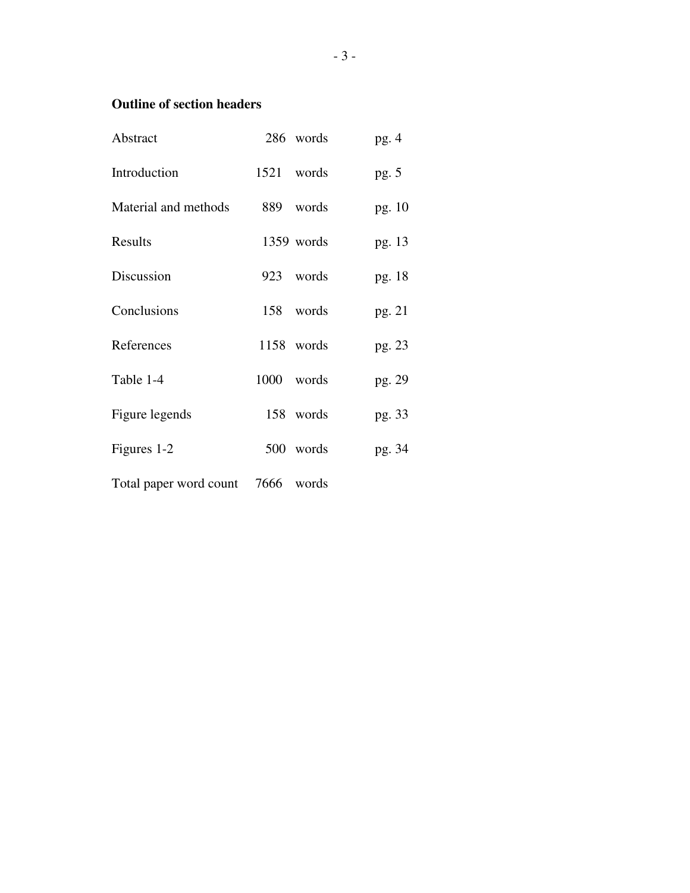**Outline of section headers**

| | | |
|---|---|---|
| Abstract | 286 words | pg. 4 |
| Introduction | 1521 words | pg. 5 |
| Material and methods | 889 words | pg. 10 |
| Results | 1359 words | pg. 13 |
| Discussion | 923 words | pg. 18 |
| Conclusions | 158 words | pg. 21 |
| References | 1158 words | pg. 23 |
| Table 1-4 | 1000 words | pg. 29 |
| Figure legends | 158 words | pg. 33 |
| Figures 1-2 | 500 words | pg. 34 |
| Total paper word count | 7666 words | |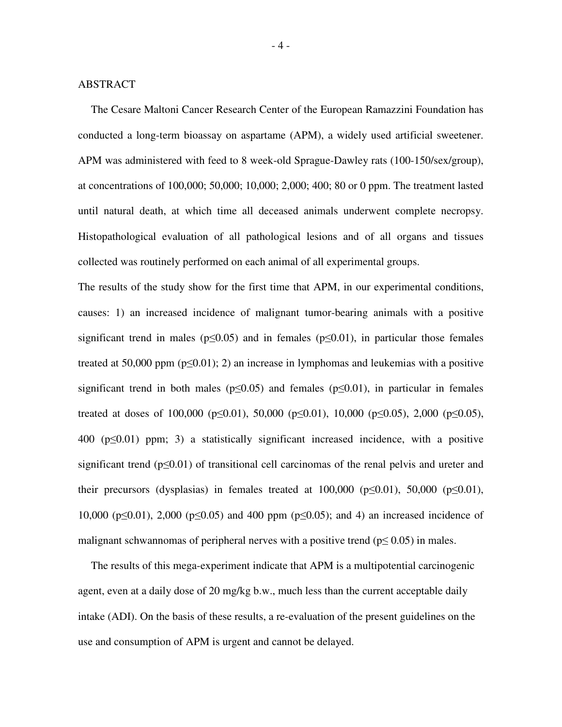# ABSTRACT

The Cesare Maltoni Cancer Research Center of the European Ramazzini Foundation has conducted a long-term bioassay on aspartame (APM), a widely used artificial sweetener. APM was administered with feed to 8 week-old Sprague-Dawley rats (100-150/sex/group), at concentrations of 100,000; 50,000; 10,000; 2,000; 400; 80 or 0 ppm. The treatment lasted until natural death, at which time all deceased animals underwent complete necropsy. Histopathological evaluation of all pathological lesions and of all organs and tissues collected was routinely performed on each animal of all experimental groups.

The results of the study show for the first time that APM, in our experimental conditions, causes: 1) an increased incidence of malignant tumor-bearing animals with a positive significant trend in males ($p \leq 0.05$) and in females ($p \leq 0.01$), in particular those females treated at 50,000 ppm ($p \leq 0.01$); 2) an increase in lymphomas and leukemias with a positive significant trend in both males ($p \leq 0.05$) and females ($p \leq 0.01$), in particular in females treated at doses of 100,000 ($p \leq 0.01$), 50,000 ($p \leq 0.01$), 10,000 ($p \leq 0.05$), 2,000 ($p \leq 0.05$), 400 ($p \leq 0.01$) ppm; 3) a statistically significant increased incidence, with a positive significant trend ($p \leq 0.01$) of transitional cell carcinomas of the renal pelvis and ureter and their precursors (dysplasias) in females treated at 100,000 ($p \leq 0.01$), 50,000 ($p \leq 0.01$), 10,000 ($p \leq 0.01$), 2,000 ($p \leq 0.05$) and 400 ppm ($p \leq 0.05$); and 4) an increased incidence of malignant schwannomas of peripheral nerves with a positive trend ($p \leq 0.05$) in males.

The results of this mega-experiment indicate that APM is a multipotential carcinogenic agent, even at a daily dose of 20 mg/kg b.w., much less than the current acceptable daily intake (ADI). On the basis of these results, a re-evaluation of the present guidelines on the use and consumption of APM is urgent and cannot be delayed.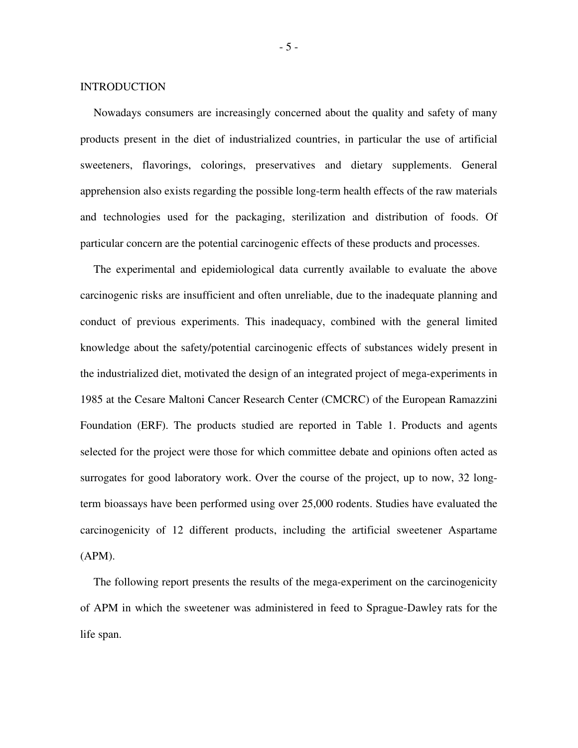## INTRODUCTION

Nowadays consumers are increasingly concerned about the quality and safety of many products present in the diet of industrialized countries, in particular the use of artificial sweeteners, flavorings, colorings, preservatives and dietary supplements. General apprehension also exists regarding the possible long-term health effects of the raw materials and technologies used for the packaging, sterilization and distribution of foods. Of particular concern are the potential carcinogenic effects of these products and processes.

The experimental and epidemiological data currently available to evaluate the above carcinogenic risks are insufficient and often unreliable, due to the inadequate planning and conduct of previous experiments. This inadequacy, combined with the general limited knowledge about the safety/potential carcinogenic effects of substances widely present in the industrialized diet, motivated the design of an integrated project of mega-experiments in 1985 at the Cesare Maltoni Cancer Research Center (CMCRC) of the European Ramazzini Foundation (ERF). The products studied are reported in Table 1. Products and agents selected for the project were those for which committee debate and opinions often acted as surrogates for good laboratory work. Over the course of the project, up to now, 32 long-term bioassays have been performed using over 25,000 rodents. Studies have evaluated the carcinogenicity of 12 different products, including the artificial sweetener Aspartame (APM).

The following report presents the results of the mega-experiment on the carcinogenicity of APM in which the sweetener was administered in feed to Sprague-Dawley rats for the life span.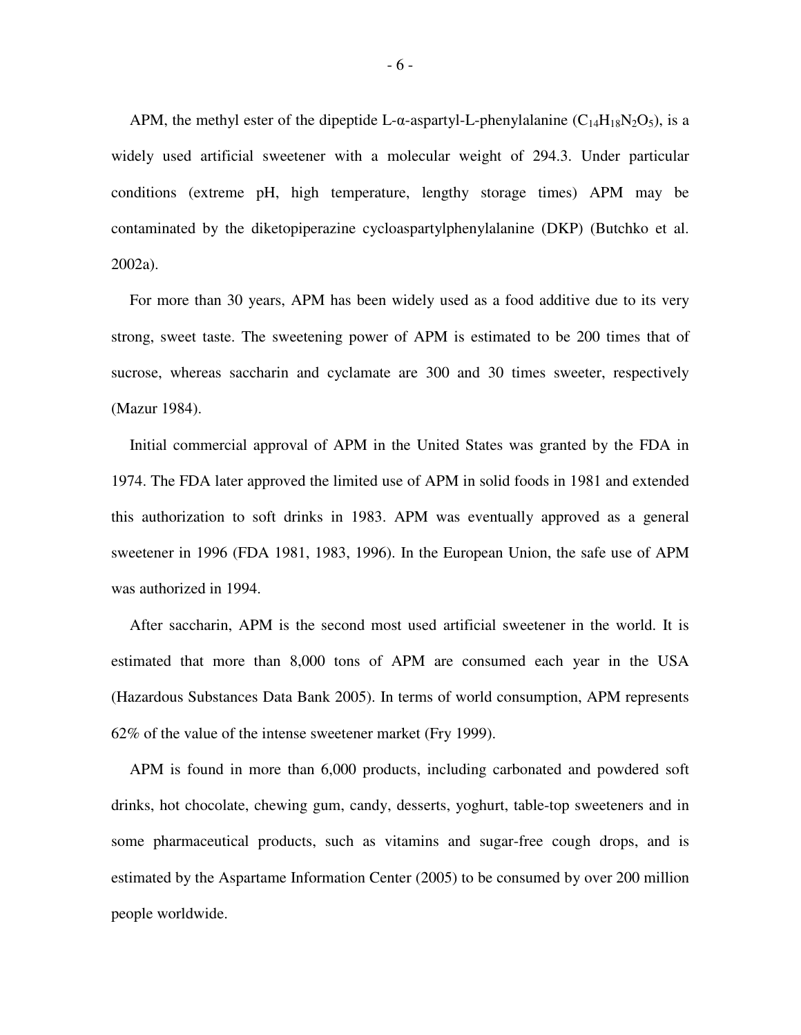APM, the methyl ester of the dipeptide L-α-aspartyl-L-phenylalanine ($C_{14}H_{18}N_2O_5$), is a widely used artificial sweetener with a molecular weight of 294.3. Under particular conditions (extreme pH, high temperature, lengthy storage times) APM may be contaminated by the diketopiperazine cycloaspartylphenylalanine (DKP) (Butchko et al. 2002a).

For more than 30 years, APM has been widely used as a food additive due to its very strong, sweet taste. The sweetening power of APM is estimated to be 200 times that of sucrose, whereas saccharin and cyclamate are 300 and 30 times sweeter, respectively (Mazur 1984).

Initial commercial approval of APM in the United States was granted by the FDA in 1974. The FDA later approved the limited use of APM in solid foods in 1981 and extended this authorization to soft drinks in 1983. APM was eventually approved as a general sweetener in 1996 (FDA 1981, 1983, 1996). In the European Union, the safe use of APM was authorized in 1994.

After saccharin, APM is the second most used artificial sweetener in the world. It is estimated that more than 8,000 tons of APM are consumed each year in the USA (Hazardous Substances Data Bank 2005). In terms of world consumption, APM represents 62% of the value of the intense sweetener market (Fry 1999).

APM is found in more than 6,000 products, including carbonated and powdered soft drinks, hot chocolate, chewing gum, candy, desserts, yoghurt, table-top sweeteners and in some pharmaceutical products, such as vitamins and sugar-free cough drops, and is estimated by the Aspartame Information Center (2005) to be consumed by over 200 million people worldwide.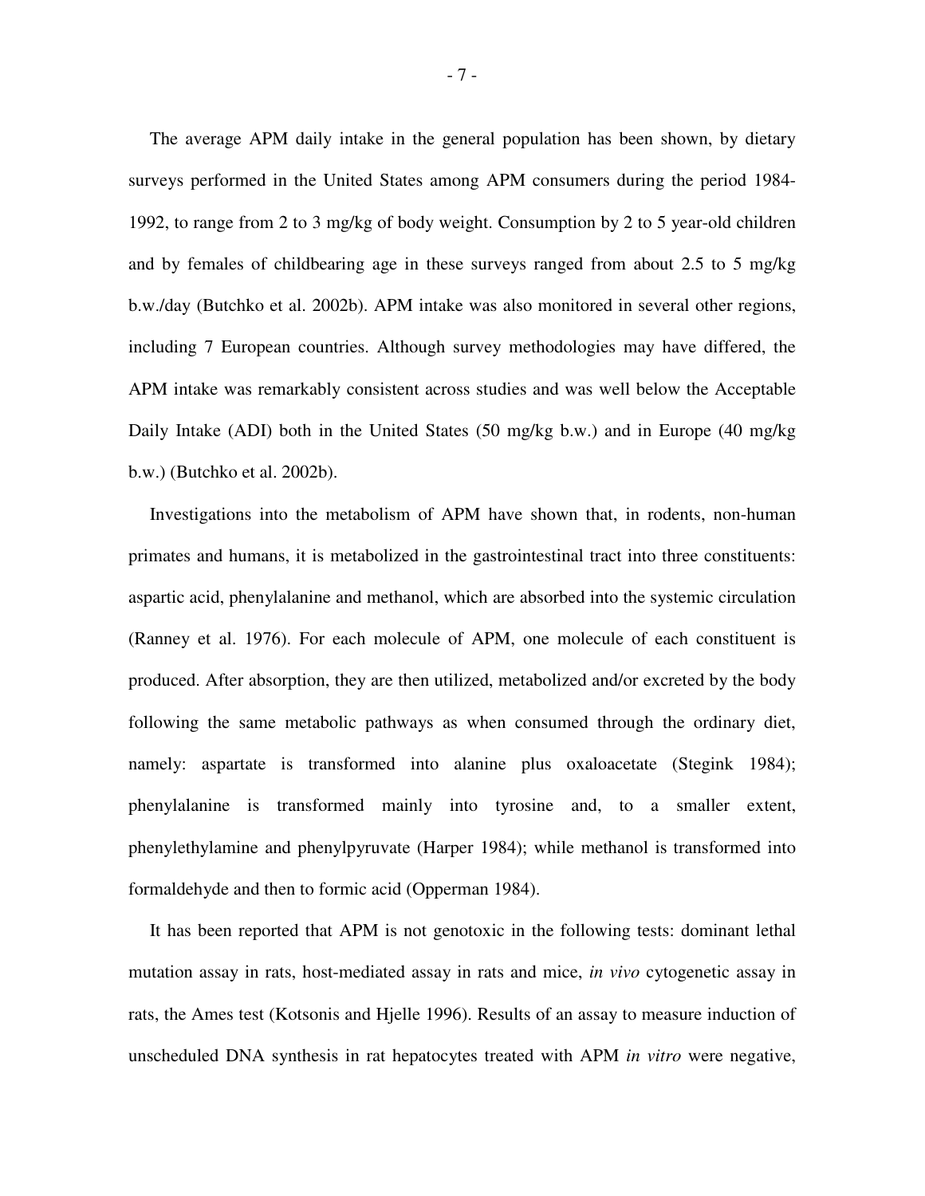The average APM daily intake in the general population has been shown, by dietary surveys performed in the United States among APM consumers during the period 1984-1992, to range from 2 to 3 mg/kg of body weight. Consumption by 2 to 5 year-old children and by females of childbearing age in these surveys ranged from about 2.5 to 5 mg/kg b.w./day (Butchko et al. 2002b). APM intake was also monitored in several other regions, including 7 European countries. Although survey methodologies may have differed, the APM intake was remarkably consistent across studies and was well below the Acceptable Daily Intake (ADI) both in the United States (50 mg/kg b.w.) and in Europe (40 mg/kg b.w.) (Butchko et al. 2002b).

Investigations into the metabolism of APM have shown that, in rodents, non-human primates and humans, it is metabolized in the gastrointestinal tract into three constituents: aspartic acid, phenylalanine and methanol, which are absorbed into the systemic circulation (Ranney et al. 1976). For each molecule of APM, one molecule of each constituent is produced. After absorption, they are then utilized, metabolized and/or excreted by the body following the same metabolic pathways as when consumed through the ordinary diet, namely: aspartate is transformed into alanine plus oxaloacetate (Stegink 1984); phenylalanine is transformed mainly into tyrosine and, to a smaller extent, phenylethylamine and phenylpyruvate (Harper 1984); while methanol is transformed into formaldehyde and then to formic acid (Opperman 1984).

It has been reported that APM is not genotoxic in the following tests: dominant lethal mutation assay in rats, host-mediated assay in rats and mice, *in vivo* cytogenetic assay in rats, the Ames test (Kotsonis and Hjelle 1996). Results of an assay to measure induction of unscheduled DNA synthesis in rat hepatocytes treated with APM *in vitro* were negative,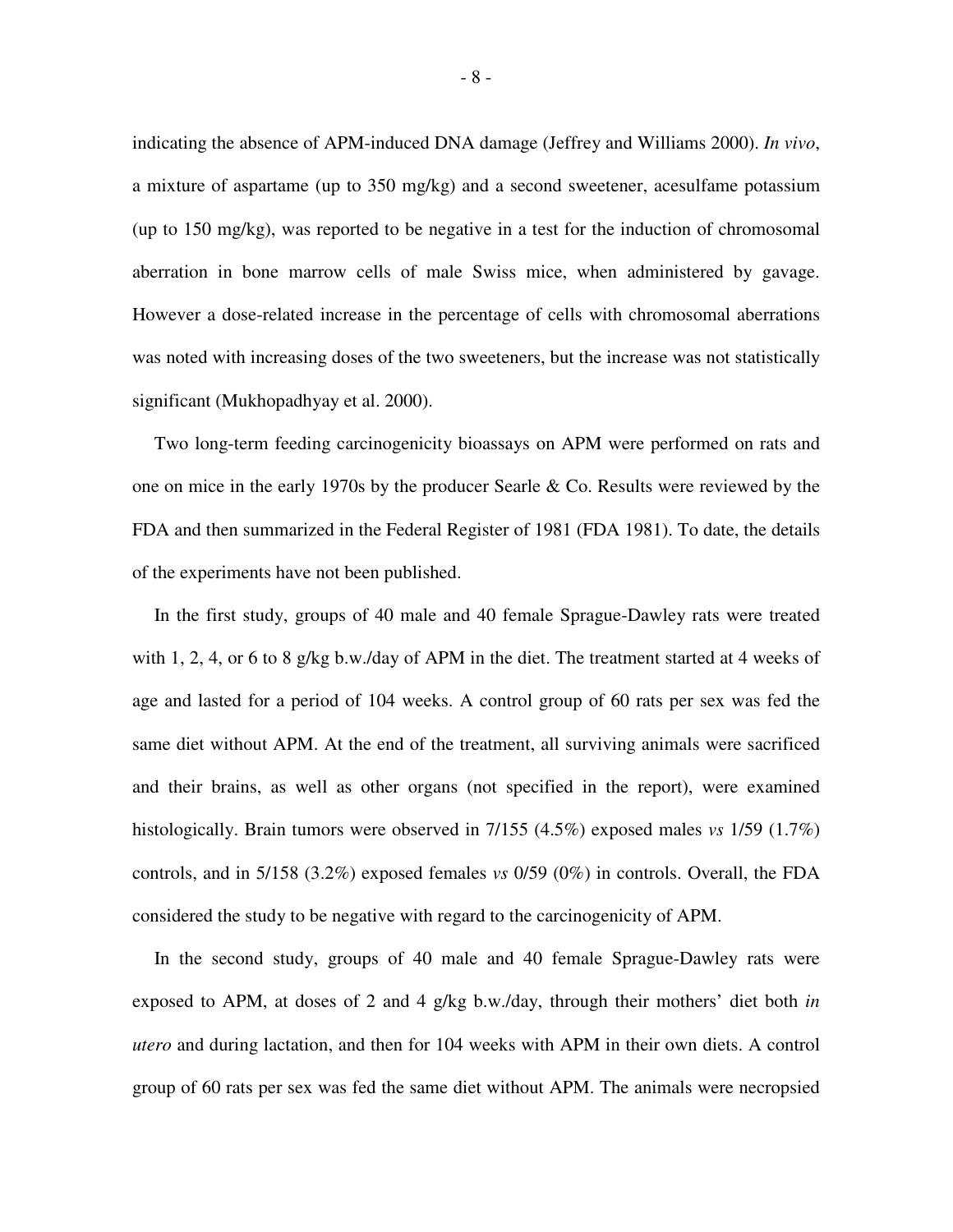indicating the absence of APM-induced DNA damage (Jeffrey and Williams 2000). *In vivo*, a mixture of aspartame (up to 350 mg/kg) and a second sweetener, acesulfame potassium (up to 150 mg/kg), was reported to be negative in a test for the induction of chromosomal aberration in bone marrow cells of male Swiss mice, when administered by gavage. However a dose-related increase in the percentage of cells with chromosomal aberrations was noted with increasing doses of the two sweeteners, but the increase was not statistically significant (Mukhopadhyay et al. 2000).

Two long-term feeding carcinogenicity bioassays on APM were performed on rats and one on mice in the early 1970s by the producer Searle & Co. Results were reviewed by the FDA and then summarized in the Federal Register of 1981 (FDA 1981). To date, the details of the experiments have not been published.

In the first study, groups of 40 male and 40 female Sprague-Dawley rats were treated with 1, 2, 4, or 6 to 8 g/kg b.w./day of APM in the diet. The treatment started at 4 weeks of age and lasted for a period of 104 weeks. A control group of 60 rats per sex was fed the same diet without APM. At the end of the treatment, all surviving animals were sacrificed and their brains, as well as other organs (not specified in the report), were examined histologically. Brain tumors were observed in 7/155 (4.5%) exposed males *vs* 1/59 (1.7%) controls, and in 5/158 (3.2%) exposed females *vs* 0/59 (0%) in controls. Overall, the FDA considered the study to be negative with regard to the carcinogenicity of APM.

In the second study, groups of 40 male and 40 female Sprague-Dawley rats were exposed to APM, at doses of 2 and 4 g/kg b.w./day, through their mothers' diet both *in utero* and during lactation, and then for 104 weeks with APM in their own diets. A control group of 60 rats per sex was fed the same diet without APM. The animals were necropsied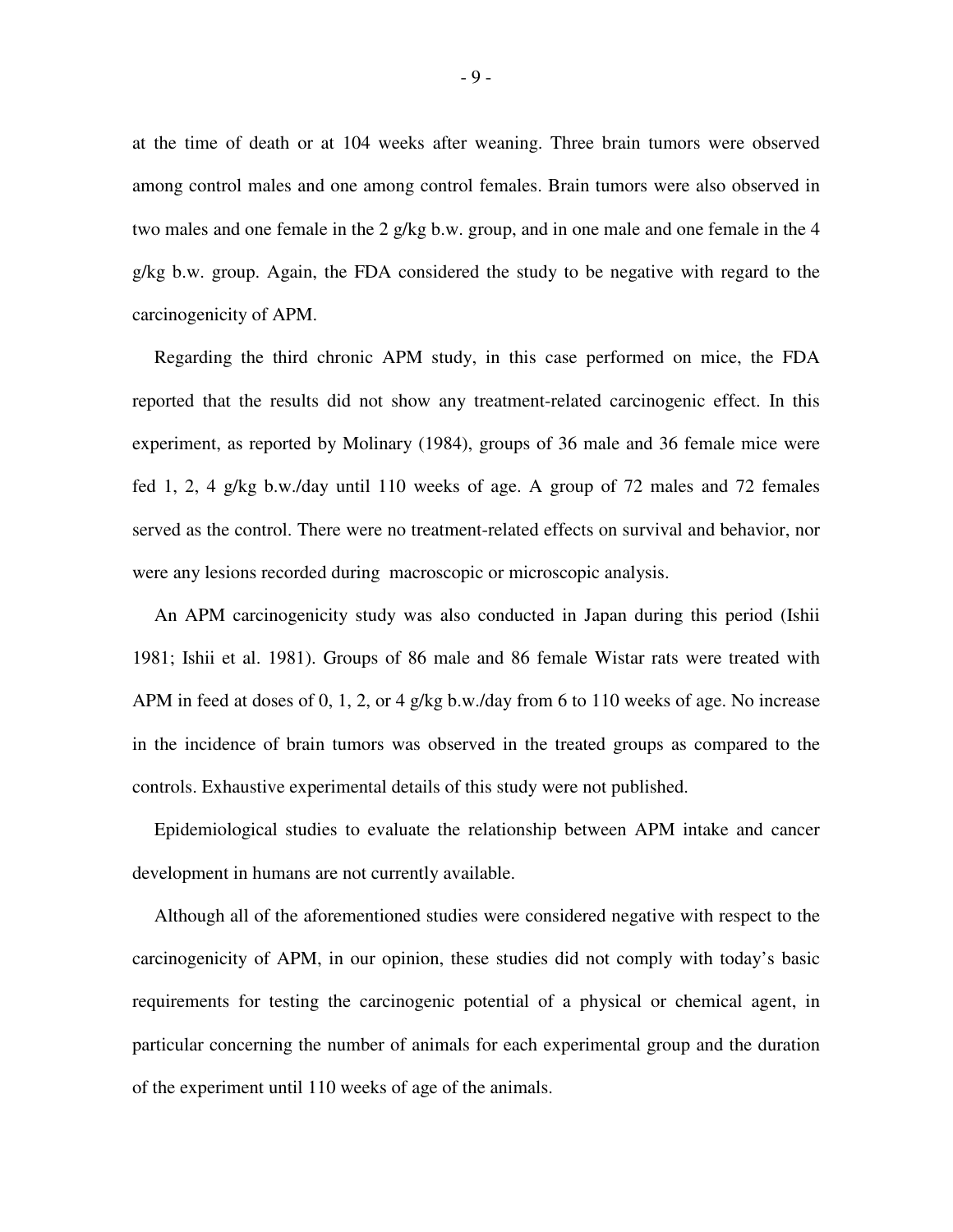at the time of death or at 104 weeks after weaning. Three brain tumors were observed among control males and one among control females. Brain tumors were also observed in two males and one female in the 2 g/kg b.w. group, and in one male and one female in the 4 g/kg b.w. group. Again, the FDA considered the study to be negative with regard to the carcinogenicity of APM.

Regarding the third chronic APM study, in this case performed on mice, the FDA reported that the results did not show any treatment-related carcinogenic effect. In this experiment, as reported by Molinary (1984), groups of 36 male and 36 female mice were fed 1, 2, 4 g/kg b.w./day until 110 weeks of age. A group of 72 males and 72 females served as the control. There were no treatment-related effects on survival and behavior, nor were any lesions recorded during macroscopic or microscopic analysis.

An APM carcinogenicity study was also conducted in Japan during this period (Ishii 1981; Ishii et al. 1981). Groups of 86 male and 86 female Wistar rats were treated with APM in feed at doses of 0, 1, 2, or 4 g/kg b.w./day from 6 to 110 weeks of age. No increase in the incidence of brain tumors was observed in the treated groups as compared to the controls. Exhaustive experimental details of this study were not published.

Epidemiological studies to evaluate the relationship between APM intake and cancer development in humans are not currently available.

Although all of the aforementioned studies were considered negative with respect to the carcinogenicity of APM, in our opinion, these studies did not comply with today's basic requirements for testing the carcinogenic potential of a physical or chemical agent, in particular concerning the number of animals for each experimental group and the duration of the experiment until 110 weeks of age of the animals.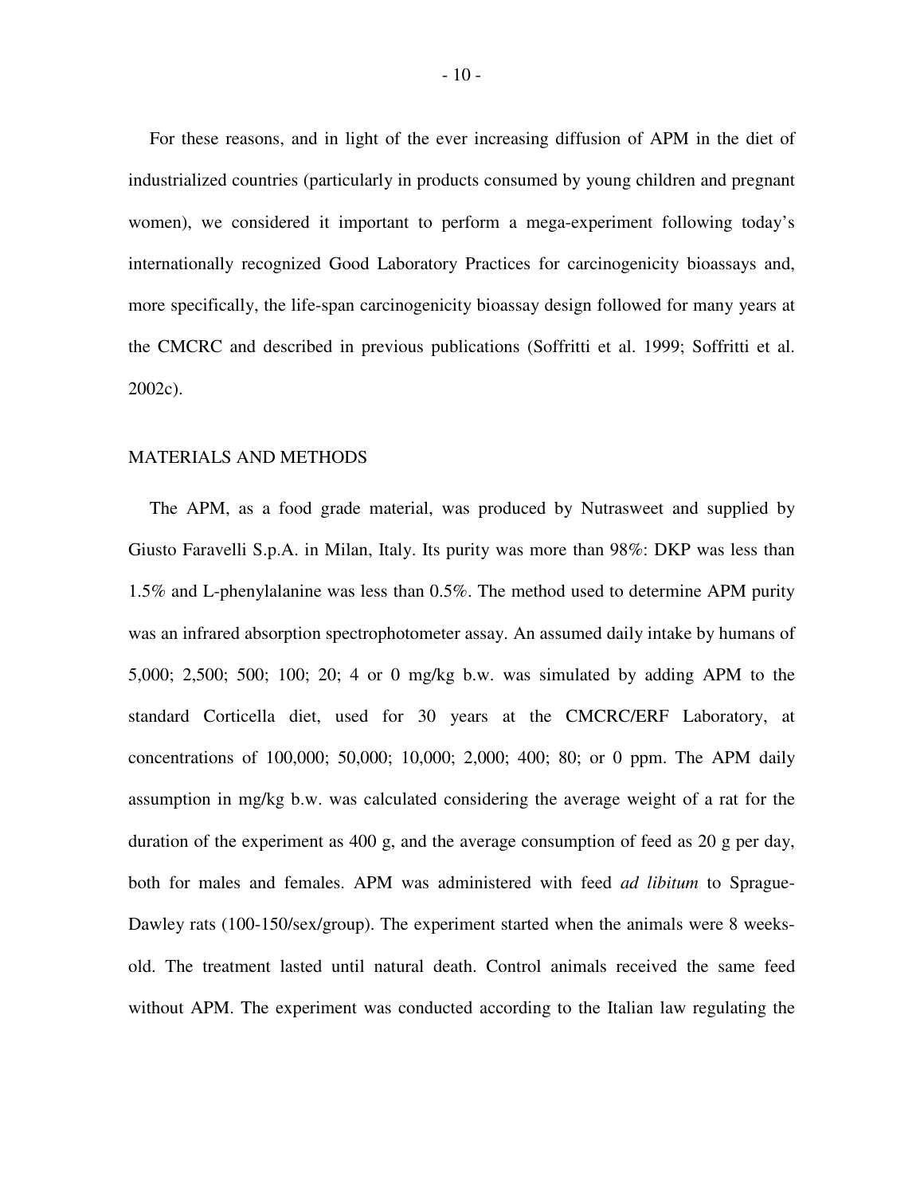For these reasons, and in light of the ever increasing diffusion of APM in the diet of industrialized countries (particularly in products consumed by young children and pregnant women), we considered it important to perform a mega-experiment following today's internationally recognized Good Laboratory Practices for carcinogenicity bioassays and, more specifically, the life-span carcinogenicity bioassay design followed for many years at the CMCRC and described in previous publications (Soffritti et al. 1999; Soffritti et al. 2002c).

## MATERIALS AND METHODS

The APM, as a food grade material, was produced by Nutrasweet and supplied by Giusto Faravelli S.p.A. in Milan, Italy. Its purity was more than 98%: DKP was less than 1.5% and L-phenylalanine was less than 0.5%. The method used to determine APM purity was an infrared absorption spectrophotometer assay. An assumed daily intake by humans of 5,000; 2,500; 500; 100; 20; 4 or 0 mg/kg b.w. was simulated by adding APM to the standard Corticella diet, used for 30 years at the CMCRC/ERF Laboratory, at concentrations of 100,000; 50,000; 10,000; 2,000; 400; 80; or 0 ppm. The APM daily assumption in mg/kg b.w. was calculated considering the average weight of a rat for the duration of the experiment as 400 g, and the average consumption of feed as 20 g per day, both for males and females. APM was administered with feed *ad libitum* to Sprague-Dawley rats (100-150/sex/group). The experiment started when the animals were 8 weeks-old. The treatment lasted until natural death. Control animals received the same feed without APM. The experiment was conducted according to the Italian law regulating the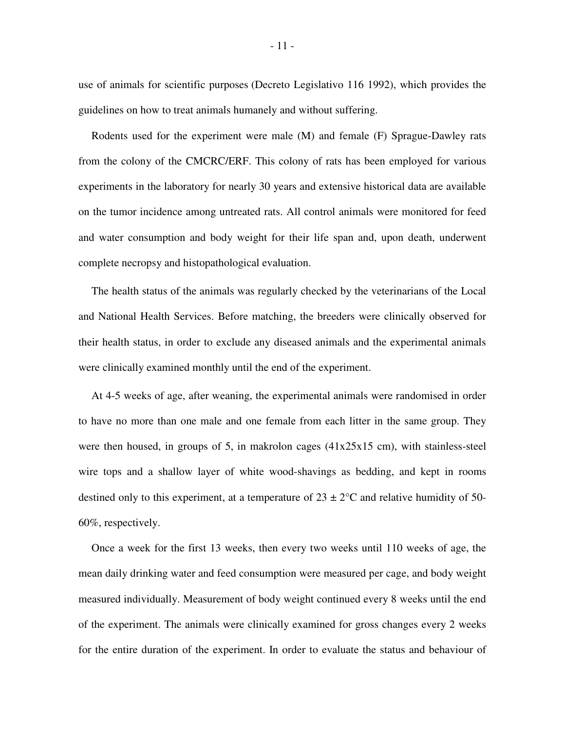use of animals for scientific purposes (Decreto Legislativo 116 1992), which provides the guidelines on how to treat animals humanely and without suffering.

Rodents used for the experiment were male (M) and female (F) Sprague-Dawley rats from the colony of the CMCRC/ERF. This colony of rats has been employed for various experiments in the laboratory for nearly 30 years and extensive historical data are available on the tumor incidence among untreated rats. All control animals were monitored for feed and water consumption and body weight for their life span and, upon death, underwent complete necropsy and histopathological evaluation.

The health status of the animals was regularly checked by the veterinarians of the Local and National Health Services. Before matching, the breeders were clinically observed for their health status, in order to exclude any diseased animals and the experimental animals were clinically examined monthly until the end of the experiment.

At 4-5 weeks of age, after weaning, the experimental animals were randomised in order to have no more than one male and one female from each litter in the same group. They were then housed, in groups of 5, in makrolon cages (41x25x15 cm), with stainless-steel wire tops and a shallow layer of white wood-shavings as bedding, and kept in rooms destined only to this experiment, at a temperature of $23 \pm 2$°C and relative humidity of 50-60%, respectively.

Once a week for the first 13 weeks, then every two weeks until 110 weeks of age, the mean daily drinking water and feed consumption were measured per cage, and body weight measured individually. Measurement of body weight continued every 8 weeks until the end of the experiment. The animals were clinically examined for gross changes every 2 weeks for the entire duration of the experiment. In order to evaluate the status and behaviour of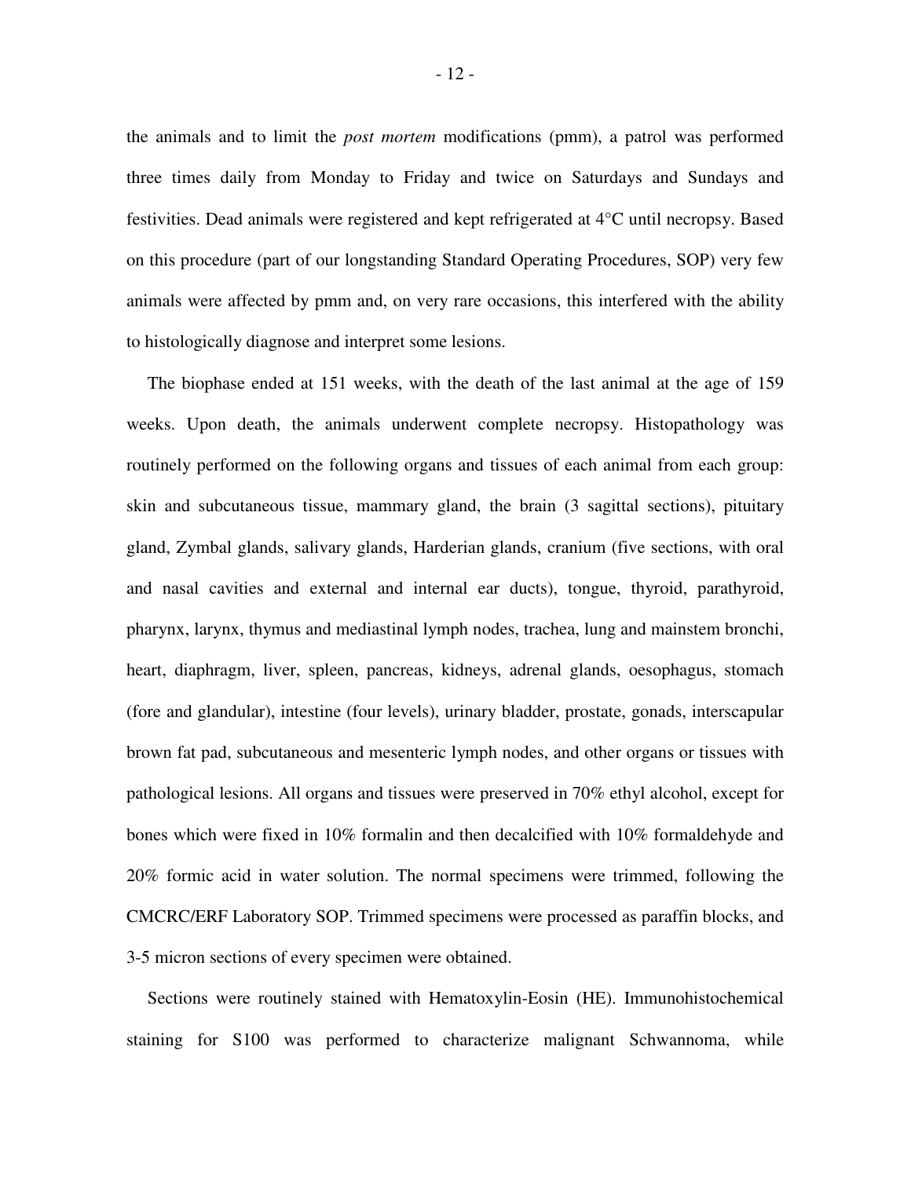the animals and to limit the *post mortem* modifications (pmm), a patrol was performed three times daily from Monday to Friday and twice on Saturdays and Sundays and festivities. Dead animals were registered and kept refrigerated at 4°C until necropsy. Based on this procedure (part of our longstanding Standard Operating Procedures, SOP) very few animals were affected by pmm and, on very rare occasions, this interfered with the ability to histologically diagnose and interpret some lesions.

The biophase ended at 151 weeks, with the death of the last animal at the age of 159 weeks. Upon death, the animals underwent complete necropsy. Histopathology was routinely performed on the following organs and tissues of each animal from each group: skin and subcutaneous tissue, mammary gland, the brain (3 sagittal sections), pituitary gland, Zymbal glands, salivary glands, Harderian glands, cranium (five sections, with oral and nasal cavities and external and internal ear ducts), tongue, thyroid, parathyroid, pharynx, larynx, thymus and mediastinal lymph nodes, trachea, lung and mainstem bronchi, heart, diaphragm, liver, spleen, pancreas, kidneys, adrenal glands, oesophagus, stomach (fore and glandular), intestine (four levels), urinary bladder, prostate, gonads, interscapular brown fat pad, subcutaneous and mesenteric lymph nodes, and other organs or tissues with pathological lesions. All organs and tissues were preserved in 70% ethyl alcohol, except for bones which were fixed in 10% formalin and then decalcified with 10% formaldehyde and 20% formic acid in water solution. The normal specimens were trimmed, following the CMCRC/ERF Laboratory SOP. Trimmed specimens were processed as paraffin blocks, and 3-5 micron sections of every specimen were obtained.

Sections were routinely stained with Hematoxylin-Eosin (HE). Immunohistochemical staining for S100 was performed to characterize malignant Schwannoma, while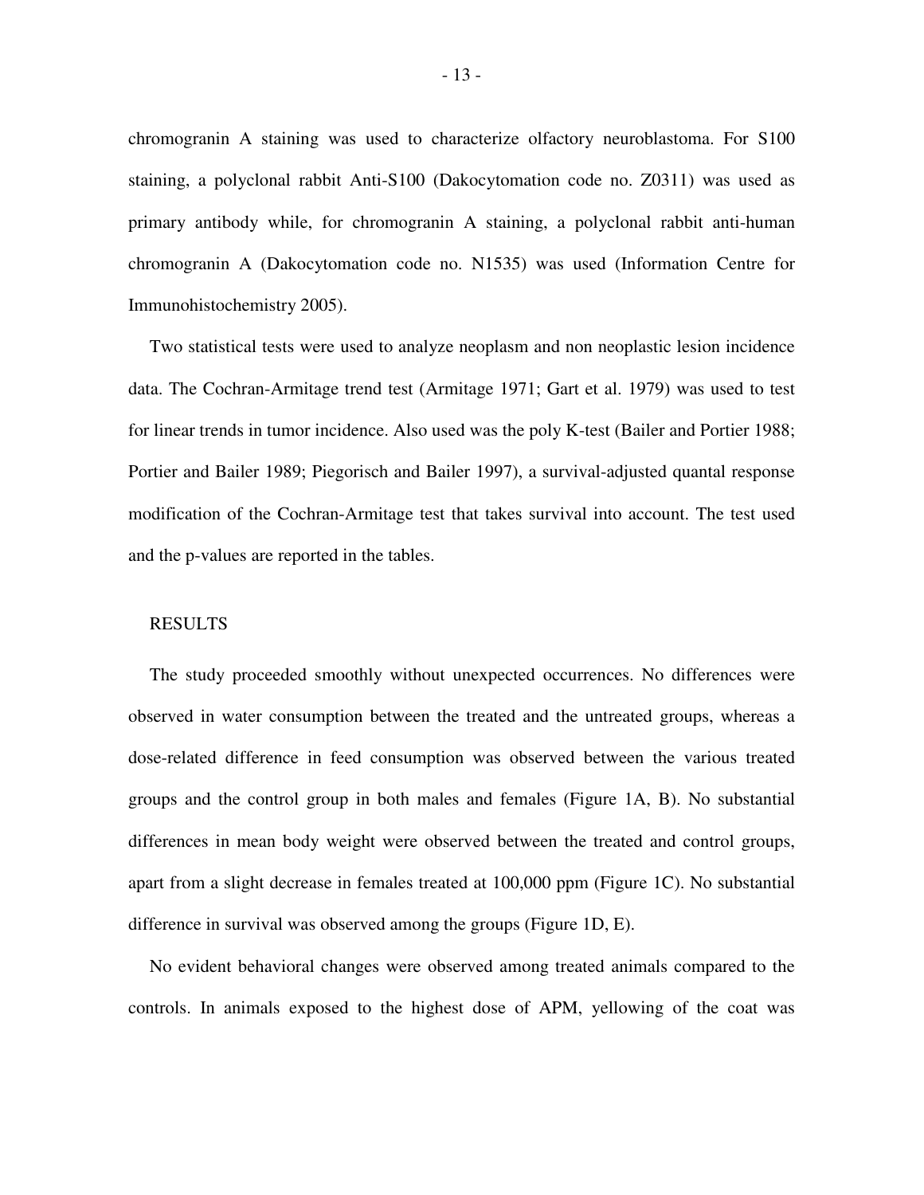chromogranin A staining was used to characterize olfactory neuroblastoma. For S100 staining, a polyclonal rabbit Anti-S100 (Dakocytomation code no. Z0311) was used as primary antibody while, for chromogranin A staining, a polyclonal rabbit anti-human chromogranin A (Dakocytomation code no. N1535) was used (Information Centre for Immunohistochemistry 2005).

Two statistical tests were used to analyze neoplasm and non neoplastic lesion incidence data. The Cochran-Armitage trend test (Armitage 1971; Gart et al. 1979) was used to test for linear trends in tumor incidence. Also used was the poly K-test (Bailer and Portier 1988; Portier and Bailer 1989; Piegorisch and Bailer 1997), a survival-adjusted quantal response modification of the Cochran-Armitage test that takes survival into account. The test used and the p-values are reported in the tables.

## RESULTS

The study proceeded smoothly without unexpected occurrences. No differences were observed in water consumption between the treated and the untreated groups, whereas a dose-related difference in feed consumption was observed between the various treated groups and the control group in both males and females (Figure 1A, B). No substantial differences in mean body weight were observed between the treated and control groups, apart from a slight decrease in females treated at 100,000 ppm (Figure 1C). No substantial difference in survival was observed among the groups (Figure 1D, E).

No evident behavioral changes were observed among treated animals compared to the controls. In animals exposed to the highest dose of APM, yellowing of the coat was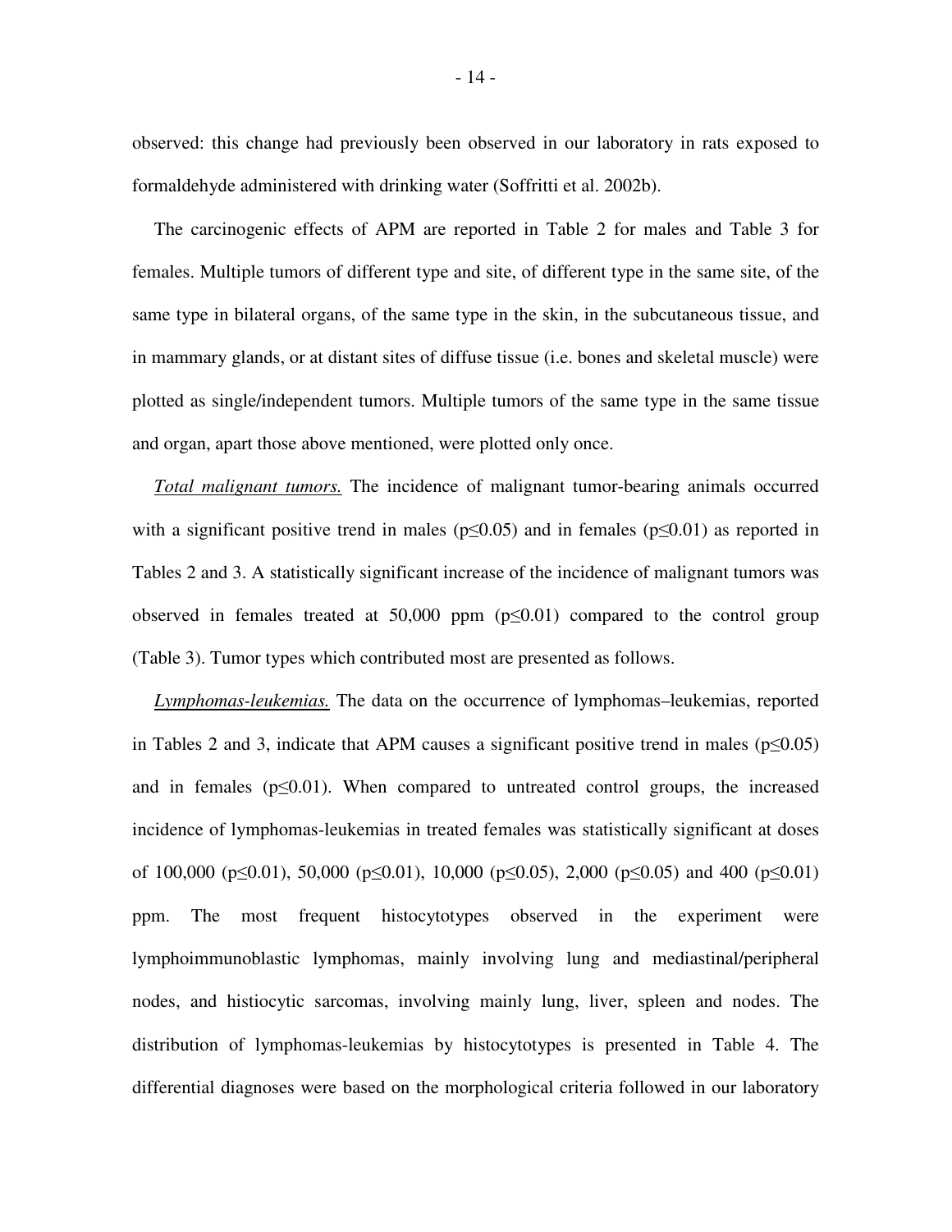observed: this change had previously been observed in our laboratory in rats exposed to formaldehyde administered with drinking water (Soffritti et al. 2002b).

The carcinogenic effects of APM are reported in Table 2 for males and Table 3 for females. Multiple tumors of different type and site, of different type in the same site, of the same type in bilateral organs, of the same type in the skin, in the subcutaneous tissue, and in mammary glands, or at distant sites of diffuse tissue (i.e. bones and skeletal muscle) were plotted as single/independent tumors. Multiple tumors of the same type in the same tissue and organ, apart those above mentioned, were plotted only once.

*Total malignant tumors.* The incidence of malignant tumor-bearing animals occurred with a significant positive trend in males ($p \leq 0.05$) and in females ($p \leq 0.01$) as reported in Tables 2 and 3. A statistically significant increase of the incidence of malignant tumors was observed in females treated at 50,000 ppm ($p \leq 0.01$) compared to the control group (Table 3). Tumor types which contributed most are presented as follows.

*Lymphomas-leukemias.* The data on the occurrence of lymphomas–leukemias, reported in Tables 2 and 3, indicate that APM causes a significant positive trend in males ($p \leq 0.05$) and in females ($p \leq 0.01$). When compared to untreated control groups, the increased incidence of lymphomas-leukemias in treated females was statistically significant at doses of 100,000 ($p \leq 0.01$), 50,000 ($p \leq 0.01$), 10,000 ($p \leq 0.05$), 2,000 ($p \leq 0.05$) and 400 ($p \leq 0.01$) ppm. The most frequent histocytotypes observed in the experiment were lymphoimmunoblastic lymphomas, mainly involving lung and mediastinal/peripheral nodes, and histiocytic sarcomas, involving mainly lung, liver, spleen and nodes. The distribution of lymphomas-leukemias by histocytotypes is presented in Table 4. The differential diagnoses were based on the morphological criteria followed in our laboratory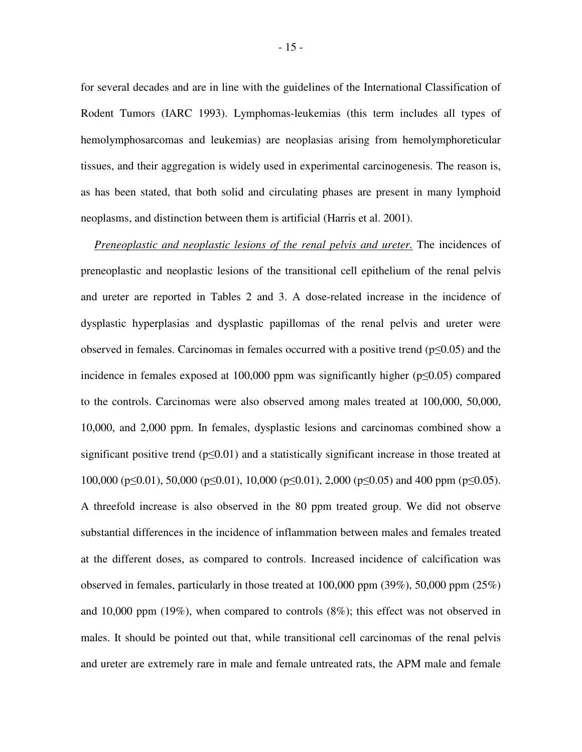for several decades and are in line with the guidelines of the International Classification of Rodent Tumors (IARC 1993). Lymphomas-leukemias (this term includes all types of hemolymphosarcomas and leukemias) are neoplasias arising from hemolymphoreticular tissues, and their aggregation is widely used in experimental carcinogenesis. The reason is, as has been stated, that both solid and circulating phases are present in many lymphoid neoplasms, and distinction between them is artificial (Harris et al. 2001).

*Preneoplastic and neoplastic lesions of the renal pelvis and ureter.* The incidences of preneoplastic and neoplastic lesions of the transitional cell epithelium of the renal pelvis and ureter are reported in Tables 2 and 3. A dose-related increase in the incidence of dysplastic hyperplasias and dysplastic papillomas of the renal pelvis and ureter were observed in females. Carcinomas in females occurred with a positive trend ($p \leq 0.05$) and the incidence in females exposed at 100,000 ppm was significantly higher ($p \leq 0.05$) compared to the controls. Carcinomas were also observed among males treated at 100,000, 50,000, 10,000, and 2,000 ppm. In females, dysplastic lesions and carcinomas combined show a significant positive trend ($p \leq 0.01$) and a statistically significant increase in those treated at 100,000 ($p \leq 0.01$), 50,000 ($p \leq 0.01$), 10,000 ($p \leq 0.01$), 2,000 ($p \leq 0.05$) and 400 ppm ($p \leq 0.05$). A threefold increase is also observed in the 80 ppm treated group. We did not observe substantial differences in the incidence of inflammation between males and females treated at the different doses, as compared to controls. Increased incidence of calcification was observed in females, particularly in those treated at 100,000 ppm (39%), 50,000 ppm (25%) and 10,000 ppm (19%), when compared to controls (8%); this effect was not observed in males. It should be pointed out that, while transitional cell carcinomas of the renal pelvis and ureter are extremely rare in male and female untreated rats, the APM male and female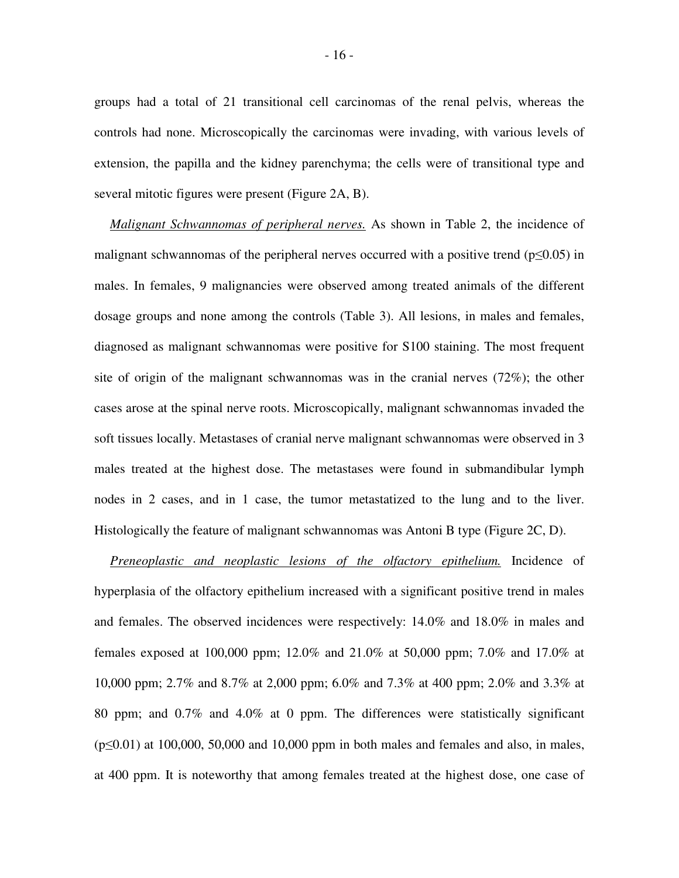groups had a total of 21 transitional cell carcinomas of the renal pelvis, whereas the controls had none. Microscopically the carcinomas were invading, with various levels of extension, the papilla and the kidney parenchyma; the cells were of transitional type and several mitotic figures were present (Figure 2A, B).

*Malignant Schwannomas of peripheral nerves.* As shown in Table 2, the incidence of malignant schwannomas of the peripheral nerves occurred with a positive trend ($p \leq 0.05$) in males. In females, 9 malignancies were observed among treated animals of the different dosage groups and none among the controls (Table 3). All lesions, in males and females, diagnosed as malignant schwannomas were positive for S100 staining. The most frequent site of origin of the malignant schwannomas was in the cranial nerves (72%); the other cases arose at the spinal nerve roots. Microscopically, malignant schwannomas invaded the soft tissues locally. Metastases of cranial nerve malignant schwannomas were observed in 3 males treated at the highest dose. The metastases were found in submandibular lymph nodes in 2 cases, and in 1 case, the tumor metastatized to the lung and to the liver. Histologically the feature of malignant schwannomas was Antoni B type (Figure 2C, D).

*Preneoplastic and neoplastic lesions of the olfactory epithelium.* Incidence of hyperplasia of the olfactory epithelium increased with a significant positive trend in males and females. The observed incidences were respectively: 14.0% and 18.0% in males and females exposed at 100,000 ppm; 12.0% and 21.0% at 50,000 ppm; 7.0% and 17.0% at 10,000 ppm; 2.7% and 8.7% at 2,000 ppm; 6.0% and 7.3% at 400 ppm; 2.0% and 3.3% at 80 ppm; and 0.7% and 4.0% at 0 ppm. The differences were statistically significant ($p \leq 0.01$) at 100,000, 50,000 and 10,000 ppm in both males and females and also, in males, at 400 ppm. It is noteworthy that among females treated at the highest dose, one case of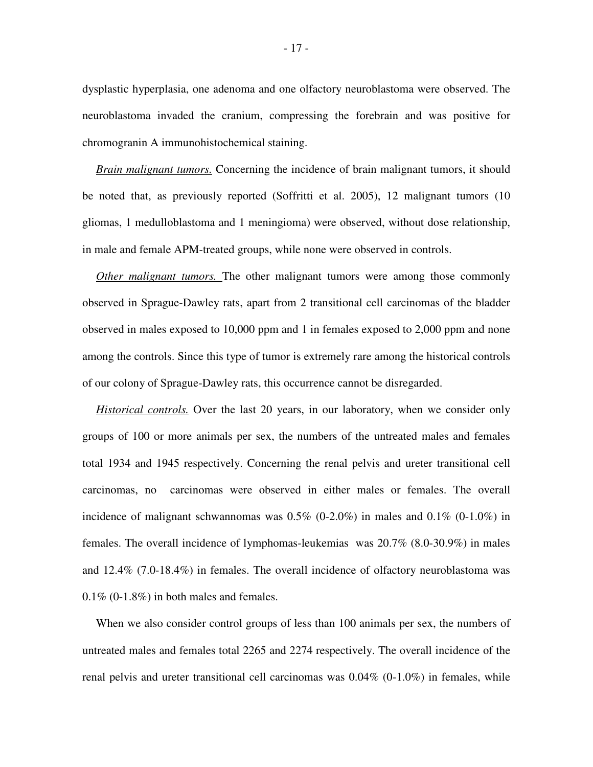dysplastic hyperplasia, one adenoma and one olfactory neuroblastoma were observed. The neuroblastoma invaded the cranium, compressing the forebrain and was positive for chromogranin A immunohistochemical staining.

*Brain malignant tumors.* Concerning the incidence of brain malignant tumors, it should be noted that, as previously reported (Soffritti et al. 2005), 12 malignant tumors (10 gliomas, 1 medulloblastoma and 1 meningioma) were observed, without dose relationship, in male and female APM-treated groups, while none were observed in controls.

*Other malignant tumors.* The other malignant tumors were among those commonly observed in Sprague-Dawley rats, apart from 2 transitional cell carcinomas of the bladder observed in males exposed to 10,000 ppm and 1 in females exposed to 2,000 ppm and none among the controls. Since this type of tumor is extremely rare among the historical controls of our colony of Sprague-Dawley rats, this occurrence cannot be disregarded.

*Historical controls.* Over the last 20 years, in our laboratory, when we consider only groups of 100 or more animals per sex, the numbers of the untreated males and females total 1934 and 1945 respectively. Concerning the renal pelvis and ureter transitional cell carcinomas, no carcinomas were observed in either males or females. The overall incidence of malignant schwannomas was 0.5% (0-2.0%) in males and 0.1% (0-1.0%) in females. The overall incidence of lymphomas-leukemias was 20.7% (8.0-30.9%) in males and 12.4% (7.0-18.4%) in females. The overall incidence of olfactory neuroblastoma was 0.1% (0-1.8%) in both males and females.

When we also consider control groups of less than 100 animals per sex, the numbers of untreated males and females total 2265 and 2274 respectively. The overall incidence of the renal pelvis and ureter transitional cell carcinomas was 0.04% (0-1.0%) in females, while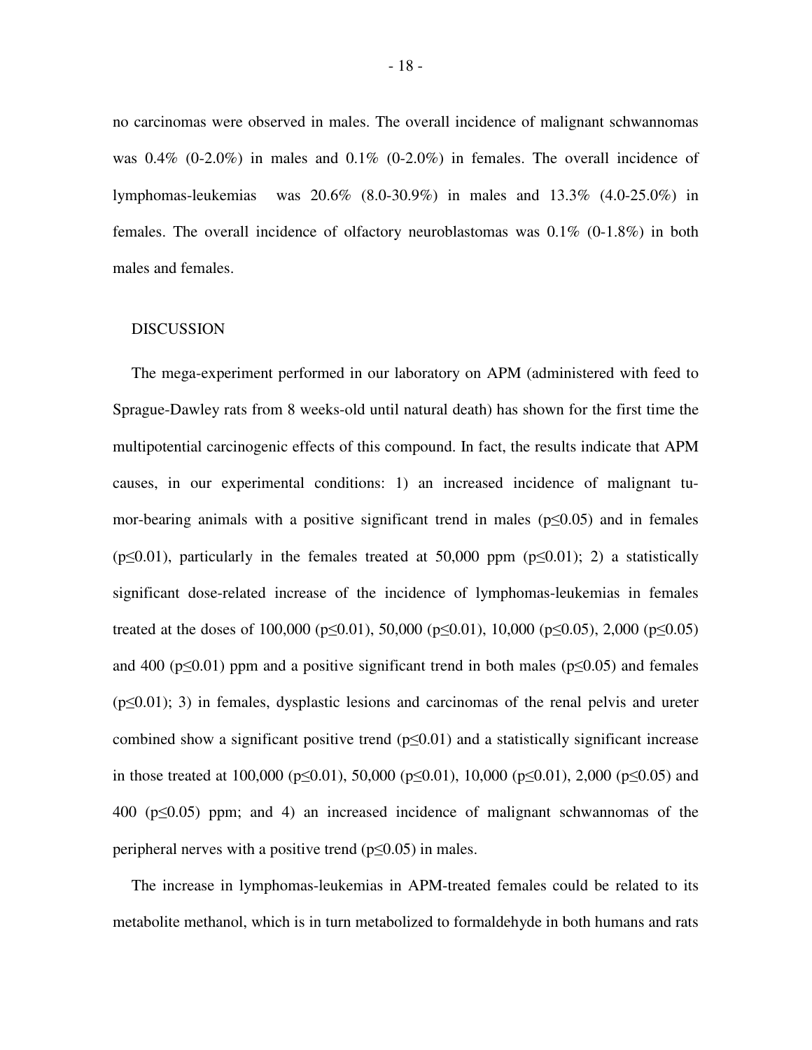no carcinomas were observed in males. The overall incidence of malignant schwannomas was 0.4% (0-2.0%) in males and 0.1% (0-2.0%) in females. The overall incidence of lymphomas-leukemias was 20.6% (8.0-30.9%) in males and 13.3% (4.0-25.0%) in females. The overall incidence of olfactory neuroblastomas was 0.1% (0-1.8%) in both males and females.

## DISCUSSION

The mega-experiment performed in our laboratory on APM (administered with feed to Sprague-Dawley rats from 8 weeks-old until natural death) has shown for the first time the multipotential carcinogenic effects of this compound. In fact, the results indicate that APM causes, in our experimental conditions: 1) an increased incidence of malignant tumor-bearing animals with a positive significant trend in males ($p \leq 0.05$) and in females ($p \leq 0.01$), particularly in the females treated at 50,000 ppm ($p \leq 0.01$); 2) a statistically significant dose-related increase of the incidence of lymphomas-leukemias in females treated at the doses of 100,000 ($p \leq 0.01$), 50,000 ($p \leq 0.01$), 10,000 ($p \leq 0.05$), 2,000 ($p \leq 0.05$) and 400 ($p \leq 0.01$) ppm and a positive significant trend in both males ($p \leq 0.05$) and females ($p \leq 0.01$); 3) in females, dysplastic lesions and carcinomas of the renal pelvis and ureter combined show a significant positive trend ($p \leq 0.01$) and a statistically significant increase in those treated at 100,000 ($p \leq 0.01$), 50,000 ($p \leq 0.01$), 10,000 ($p \leq 0.01$), 2,000 ($p \leq 0.05$) and 400 ($p \leq 0.05$) ppm; and 4) an increased incidence of malignant schwannomas of the peripheral nerves with a positive trend ($p \leq 0.05$) in males.

The increase in lymphomas-leukemias in APM-treated females could be related to its metabolite methanol, which is in turn metabolized to formaldehyde in both humans and rats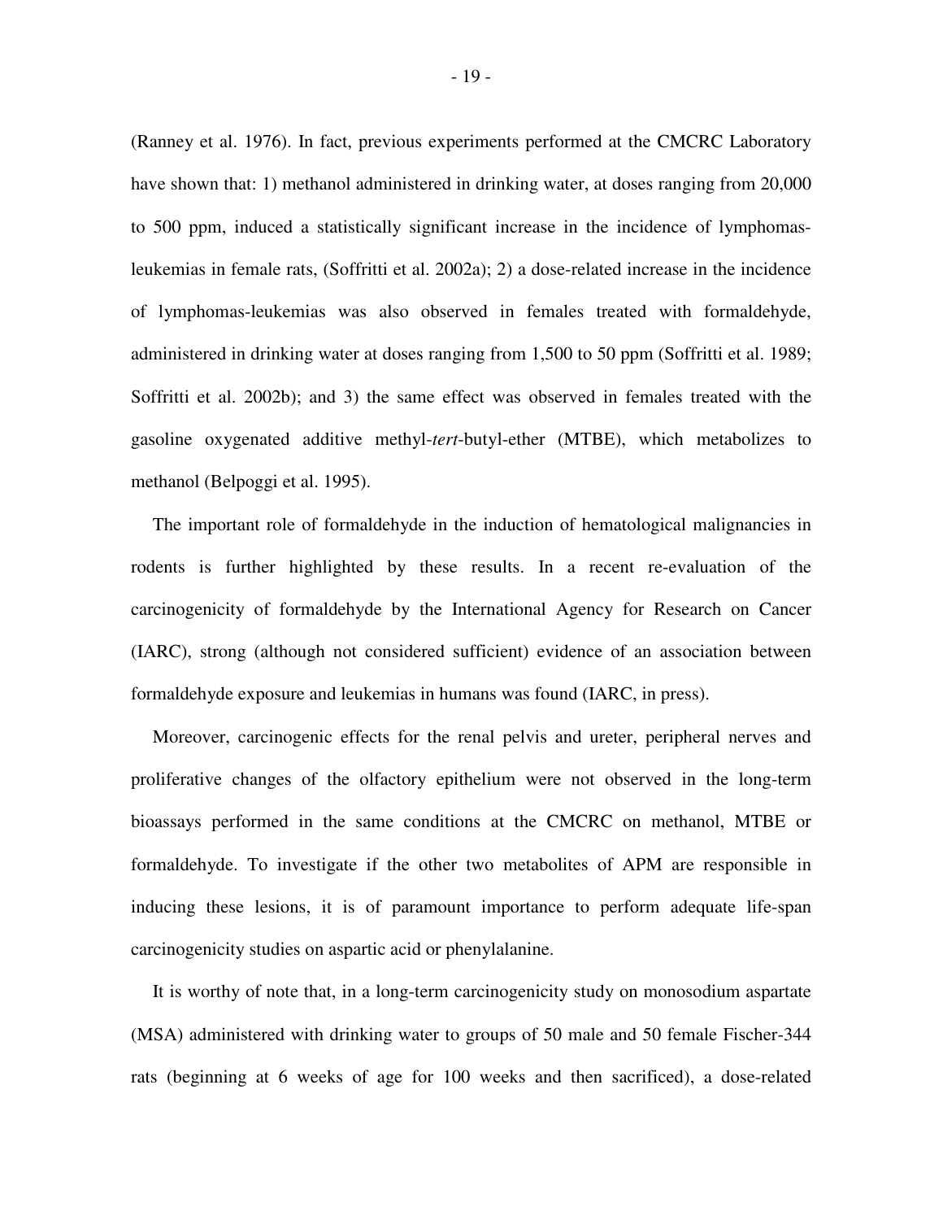(Ranney et al. 1976). In fact, previous experiments performed at the CMCRC Laboratory have shown that: 1) methanol administered in drinking water, at doses ranging from 20,000 to 500 ppm, induced a statistically significant increase in the incidence of lymphomas-leukemias in female rats, (Soffritti et al. 2002a); 2) a dose-related increase in the incidence of lymphomas-leukemias was also observed in females treated with formaldehyde, administered in drinking water at doses ranging from 1,500 to 50 ppm (Soffritti et al. 1989; Soffritti et al. 2002b); and 3) the same effect was observed in females treated with the gasoline oxygenated additive methyl-*tert*-butyl-ether (MTBE), which metabolizes to methanol (Belpoggi et al. 1995).

The important role of formaldehyde in the induction of hematological malignancies in rodents is further highlighted by these results. In a recent re-evaluation of the carcinogenicity of formaldehyde by the International Agency for Research on Cancer (IARC), strong (although not considered sufficient) evidence of an association between formaldehyde exposure and leukemias in humans was found (IARC, in press).

Moreover, carcinogenic effects for the renal pelvis and ureter, peripheral nerves and proliferative changes of the olfactory epithelium were not observed in the long-term bioassays performed in the same conditions at the CMCRC on methanol, MTBE or formaldehyde. To investigate if the other two metabolites of APM are responsible in inducing these lesions, it is of paramount importance to perform adequate life-span carcinogenicity studies on aspartic acid or phenylalanine.

It is worthy of note that, in a long-term carcinogenicity study on monosodium aspartate (MSA) administered with drinking water to groups of 50 male and 50 female Fischer-344 rats (beginning at 6 weeks of age for 100 weeks and then sacrificed), a dose-related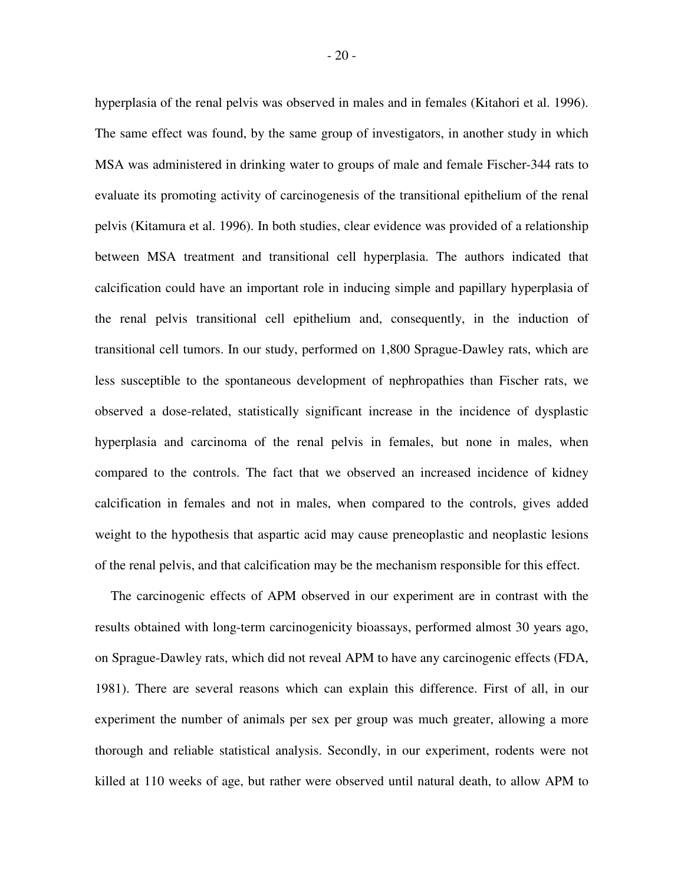hyperplasia of the renal pelvis was observed in males and in females (Kitahori et al. 1996). The same effect was found, by the same group of investigators, in another study in which MSA was administered in drinking water to groups of male and female Fischer-344 rats to evaluate its promoting activity of carcinogenesis of the transitional epithelium of the renal pelvis (Kitamura et al. 1996). In both studies, clear evidence was provided of a relationship between MSA treatment and transitional cell hyperplasia. The authors indicated that calcification could have an important role in inducing simple and papillary hyperplasia of the renal pelvis transitional cell epithelium and, consequently, in the induction of transitional cell tumors. In our study, performed on 1,800 Sprague-Dawley rats, which are less susceptible to the spontaneous development of nephropathies than Fischer rats, we observed a dose-related, statistically significant increase in the incidence of dysplastic hyperplasia and carcinoma of the renal pelvis in females, but none in males, when compared to the controls. The fact that we observed an increased incidence of kidney calcification in females and not in males, when compared to the controls, gives added weight to the hypothesis that aspartic acid may cause preneoplastic and neoplastic lesions of the renal pelvis, and that calcification may be the mechanism responsible for this effect.

The carcinogenic effects of APM observed in our experiment are in contrast with the results obtained with long-term carcinogenicity bioassays, performed almost 30 years ago, on Sprague-Dawley rats, which did not reveal APM to have any carcinogenic effects (FDA, 1981). There are several reasons which can explain this difference. First of all, in our experiment the number of animals per sex per group was much greater, allowing a more thorough and reliable statistical analysis. Secondly, in our experiment, rodents were not killed at 110 weeks of age, but rather were observed until natural death, to allow APM to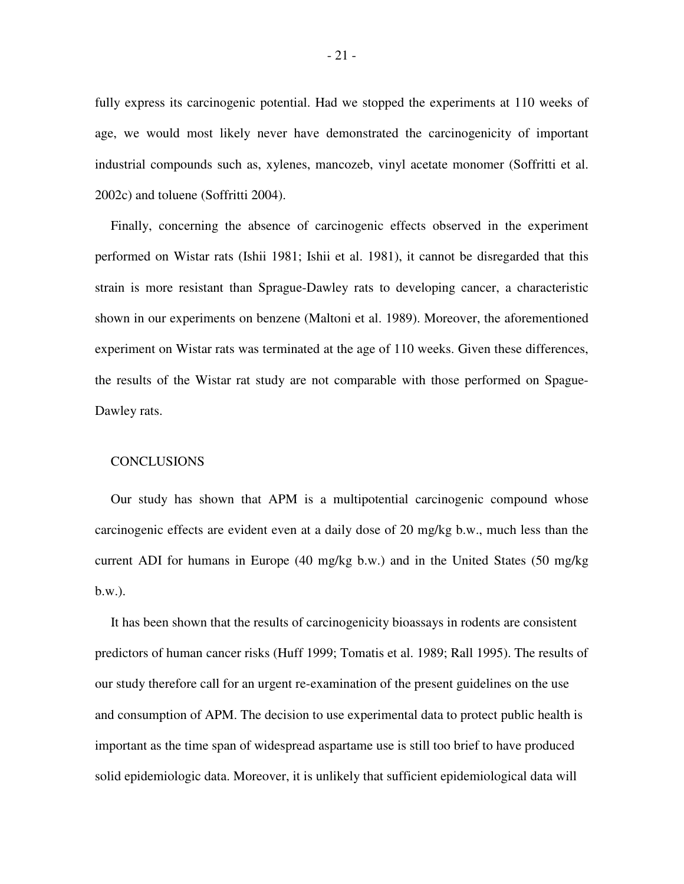fully express its carcinogenic potential. Had we stopped the experiments at 110 weeks of age, we would most likely never have demonstrated the carcinogenicity of important industrial compounds such as, xylenes, mancozeb, vinyl acetate monomer (Soffritti et al. 2002c) and toluene (Soffritti 2004).

Finally, concerning the absence of carcinogenic effects observed in the experiment performed on Wistar rats (Ishii 1981; Ishii et al. 1981), it cannot be disregarded that this strain is more resistant than Sprague-Dawley rats to developing cancer, a characteristic shown in our experiments on benzene (Maltoni et al. 1989). Moreover, the aforementioned experiment on Wistar rats was terminated at the age of 110 weeks. Given these differences, the results of the Wistar rat study are not comparable with those performed on Spague-Dawley rats.

## CONCLUSIONS

Our study has shown that APM is a multipotential carcinogenic compound whose carcinogenic effects are evident even at a daily dose of 20 mg/kg b.w., much less than the current ADI for humans in Europe (40 mg/kg b.w.) and in the United States (50 mg/kg b.w.).

It has been shown that the results of carcinogenicity bioassays in rodents are consistent predictors of human cancer risks (Huff 1999; Tomatis et al. 1989; Rall 1995). The results of our study therefore call for an urgent re-examination of the present guidelines on the use and consumption of APM. The decision to use experimental data to protect public health is important as the time span of widespread aspartame use is still too brief to have produced solid epidemiologic data. Moreover, it is unlikely that sufficient epidemiological data will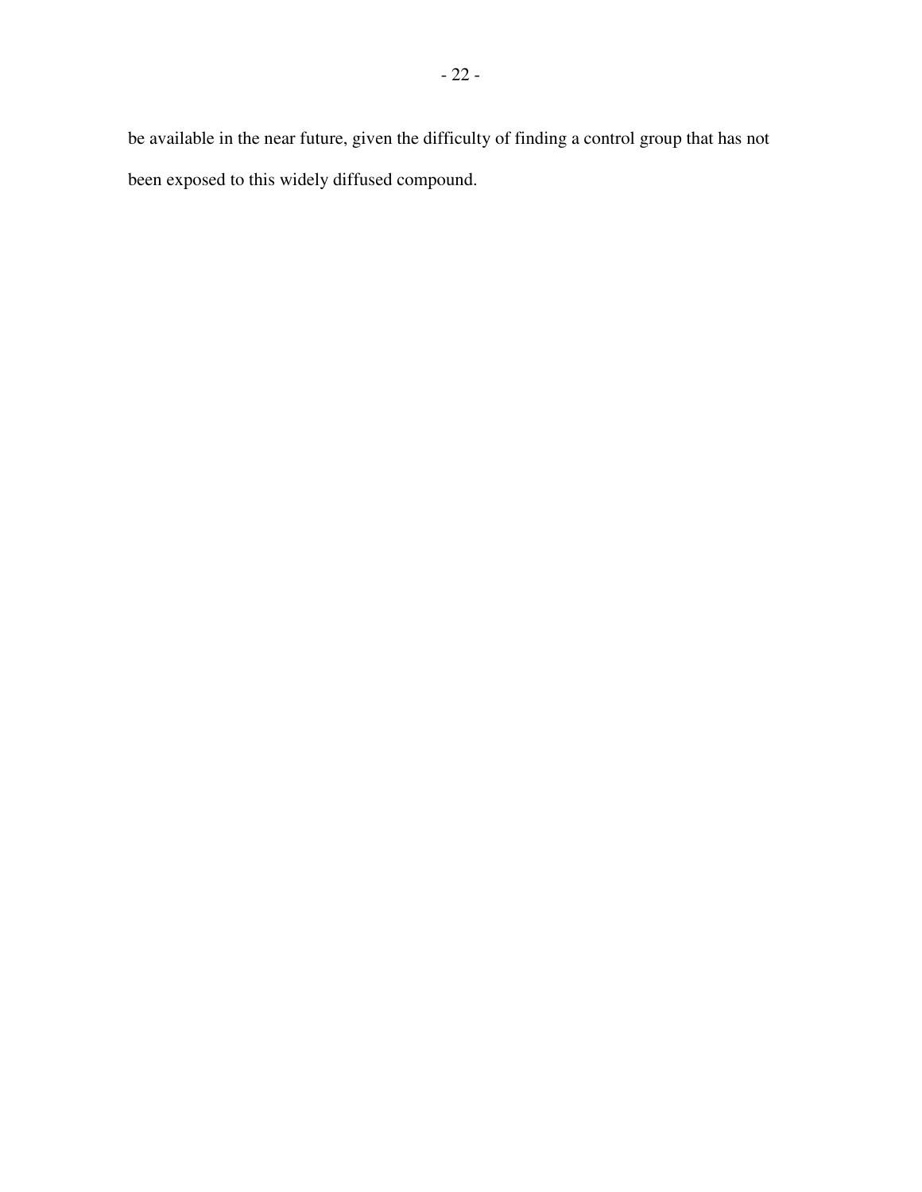be available in the near future, given the difficulty of finding a control group that has not been exposed to this widely diffused compound.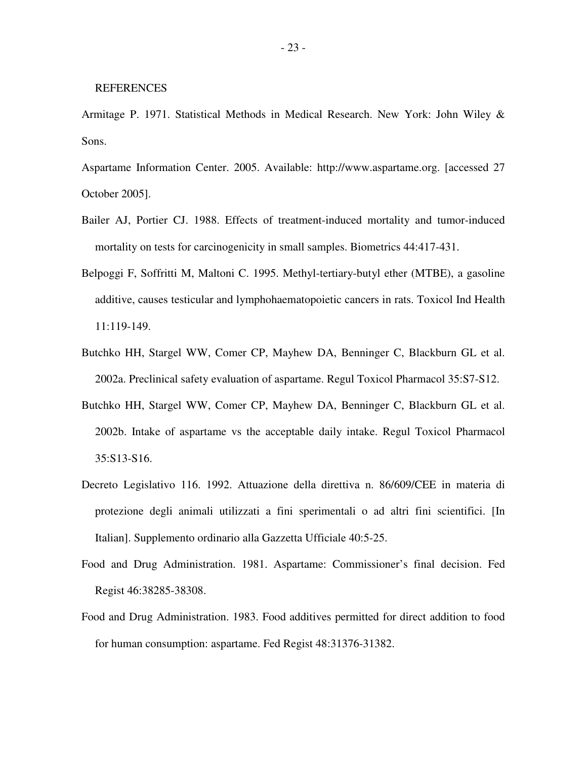## REFERENCES

Armitage P. 1971. Statistical Methods in Medical Research. New York: John Wiley & Sons.

Aspartame Information Center. 2005. Available: http://www.aspartame.org. [accessed 27 October 2005].

Bailer AJ, Portier CJ. 1988. Effects of treatment-induced mortality and tumor-induced mortality on tests for carcinogenicity in small samples. Biometrics 44:417-431.

Belpoggi F, Soffritti M, Maltoni C. 1995. Methyl-tertiary-butyl ether (MTBE), a gasoline additive, causes testicular and lymphohaematopoietic cancers in rats. Toxicol Ind Health 11:119-149.

Butchko HH, Stargel WW, Comer CP, Mayhew DA, Benninger C, Blackburn GL et al. 2002a. Preclinical safety evaluation of aspartame. Regul Toxicol Pharmacol 35:S7-S12.

Butchko HH, Stargel WW, Comer CP, Mayhew DA, Benninger C, Blackburn GL et al. 2002b. Intake of aspartame vs the acceptable daily intake. Regul Toxicol Pharmacol 35:S13-S16.

Decreto Legislativo 116. 1992. Attuazione della direttiva n. 86/609/CEE in materia di protezione degli animali utilizzati a fini sperimentali o ad altri fini scientifici. [In Italian]. Supplemento ordinario alla Gazzetta Ufficiale 40:5-25.

Food and Drug Administration. 1981. Aspartame: Commissioner's final decision. Fed Regist 46:38285-38308.

Food and Drug Administration. 1983. Food additives permitted for direct addition to food for human consumption: aspartame. Fed Regist 48:31376-31382.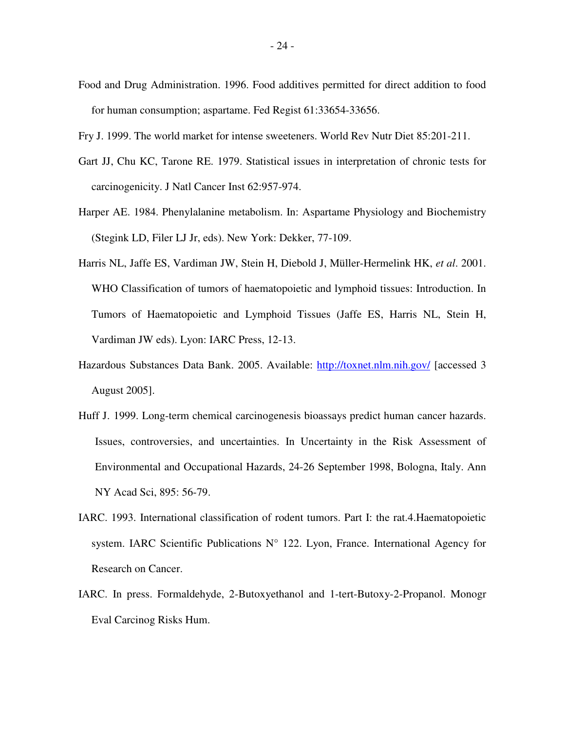Food and Drug Administration. 1996. Food additives permitted for direct addition to food for human consumption; aspartame. Fed Regist 61:33654-33656.

Fry J. 1999. The world market for intense sweeteners. World Rev Nutr Diet 85:201-211.

Gart JJ, Chu KC, Tarone RE. 1979. Statistical issues in interpretation of chronic tests for carcinogenicity. J Natl Cancer Inst 62:957-974.

Harper AE. 1984. Phenylalanine metabolism. In: Aspartame Physiology and Biochemistry (Stegink LD, Filer LJ Jr, eds). New York: Dekker, 77-109.

Harris NL, Jaffe ES, Vardiman JW, Stein H, Diebold J, Müller-Hermelink HK, *et al*. 2001. WHO Classification of tumors of haematopoietic and lymphoid tissues: Introduction. In Tumors of Haematopoietic and Lymphoid Tissues (Jaffe ES, Harris NL, Stein H, Vardiman JW eds). Lyon: IARC Press, 12-13.

Hazardous Substances Data Bank. 2005. Available: http://toxnet.nlm.nih.gov/ [accessed 3 August 2005].

Huff J. 1999. Long-term chemical carcinogenesis bioassays predict human cancer hazards. Issues, controversies, and uncertainties. In Uncertainty in the Risk Assessment of Environmental and Occupational Hazards, 24-26 September 1998, Bologna, Italy. Ann NY Acad Sci, 895: 56-79.

IARC. 1993. International classification of rodent tumors. Part I: the rat.4.Haematopoietic system. IARC Scientific Publications N° 122. Lyon, France. International Agency for Research on Cancer.

IARC. In press. Formaldehyde, 2-Butoxyethanol and 1-tert-Butoxy-2-Propanol. Monogr Eval Carcinog Risks Hum.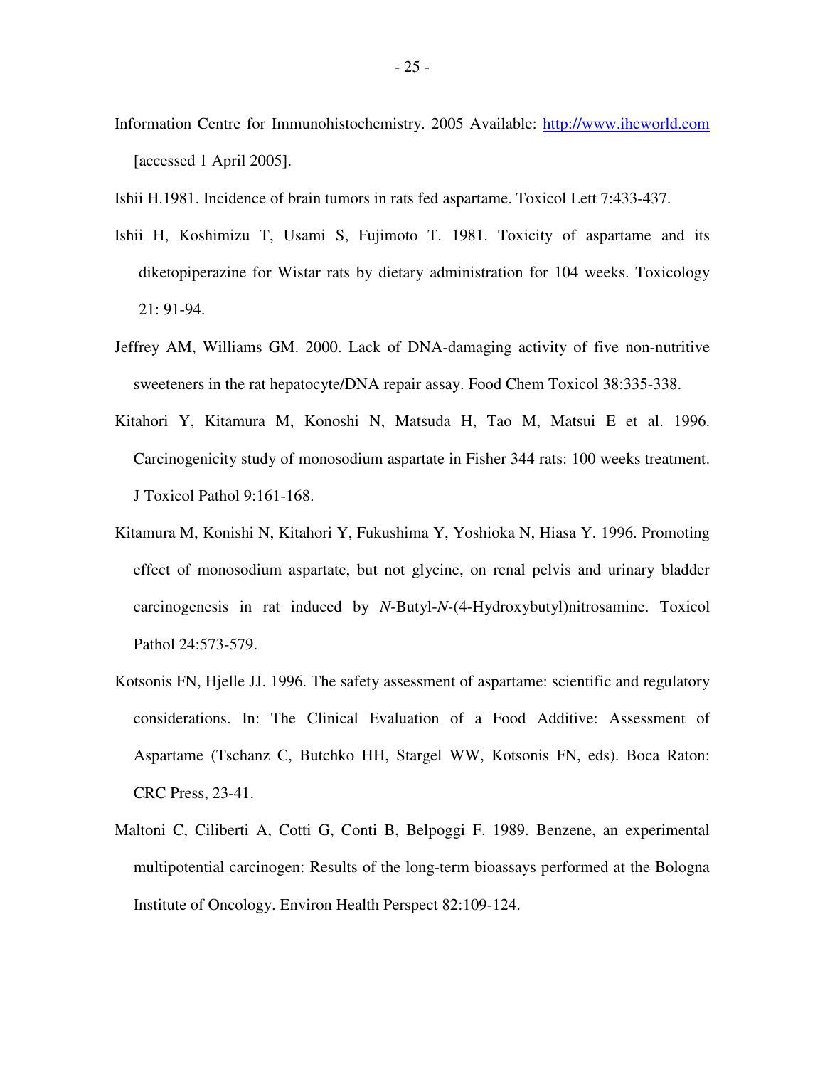Information Centre for Immunohistochemistry. 2005 Available: http://www.ihcworld.com [accessed 1 April 2005].

Ishii H.1981. Incidence of brain tumors in rats fed aspartame. Toxicol Lett 7:433-437.

Ishii H, Koshimizu T, Usami S, Fujimoto T. 1981. Toxicity of aspartame and its diketopiperazine for Wistar rats by dietary administration for 104 weeks. Toxicology 21: 91-94.

Jeffrey AM, Williams GM. 2000. Lack of DNA-damaging activity of five non-nutritive sweeteners in the rat hepatocyte/DNA repair assay. Food Chem Toxicol 38:335-338.

Kitahori Y, Kitamura M, Konoshi N, Matsuda H, Tao M, Matsui E et al. 1996. Carcinogenicity study of monosodium aspartate in Fisher 344 rats: 100 weeks treatment. J Toxicol Pathol 9:161-168.

Kitamura M, Konishi N, Kitahori Y, Fukushima Y, Yoshioka N, Hiasa Y. 1996. Promoting effect of monosodium aspartate, but not glycine, on renal pelvis and urinary bladder carcinogenesis in rat induced by *N*-Butyl-*N*-(4-Hydroxybutyl)nitrosamine. Toxicol Pathol 24:573-579.

Kotsonis FN, Hjelle JJ. 1996. The safety assessment of aspartame: scientific and regulatory considerations. In: The Clinical Evaluation of a Food Additive: Assessment of Aspartame (Tschanz C, Butchko HH, Stargel WW, Kotsonis FN, eds). Boca Raton: CRC Press, 23-41.

Maltoni C, Ciliberti A, Cotti G, Conti B, Belpoggi F. 1989. Benzene, an experimental multipotential carcinogen: Results of the long-term bioassays performed at the Bologna Institute of Oncology. Environ Health Perspect 82:109-124.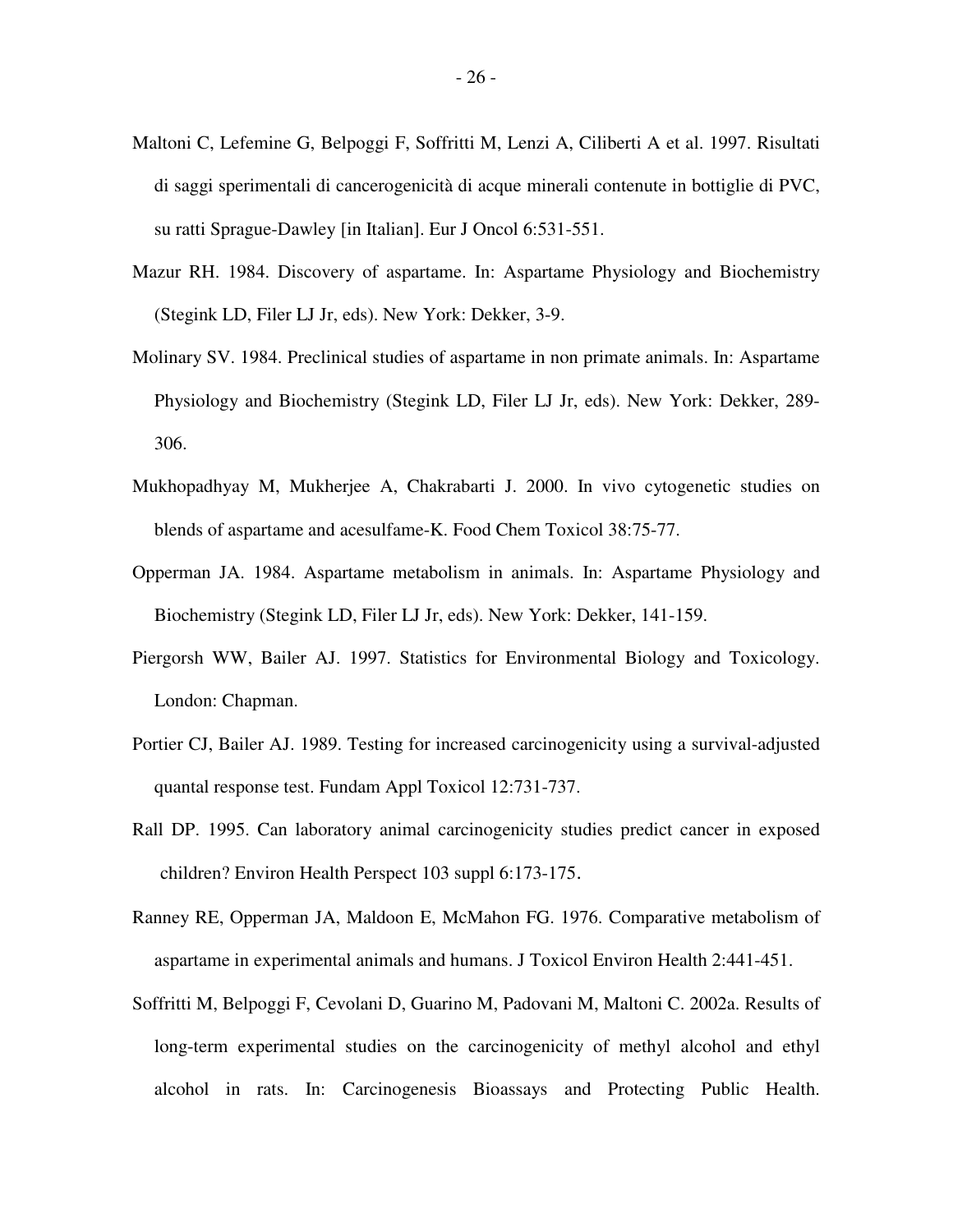Maltoni C, Lefemine G, Belpoggi F, Soffritti M, Lenzi A, Ciliberti A et al. 1997. Risultati di saggi sperimentali di cancerogenicità di acque minerali contenute in bottiglie di PVC, su ratti Sprague-Dawley [in Italian]. Eur J Oncol 6:531-551.

Mazur RH. 1984. Discovery of aspartame. In: Aspartame Physiology and Biochemistry (Stegink LD, Filer LJ Jr, eds). New York: Dekker, 3-9.

Molinary SV. 1984. Preclinical studies of aspartame in non primate animals. In: Aspartame Physiology and Biochemistry (Stegink LD, Filer LJ Jr, eds). New York: Dekker, 289-306.

Mukhopadhyay M, Mukherjee A, Chakrabarti J. 2000. In vivo cytogenetic studies on blends of aspartame and acesulfame-K. Food Chem Toxicol 38:75-77.

Opperman JA. 1984. Aspartame metabolism in animals. In: Aspartame Physiology and Biochemistry (Stegink LD, Filer LJ Jr, eds). New York: Dekker, 141-159.

Piergorsh WW, Bailer AJ. 1997. Statistics for Environmental Biology and Toxicology. London: Chapman.

Portier CJ, Bailer AJ. 1989. Testing for increased carcinogenicity using a survival-adjusted quantal response test. Fundam Appl Toxicol 12:731-737.

Rall DP. 1995. Can laboratory animal carcinogenicity studies predict cancer in exposed children? Environ Health Perspect 103 suppl 6:173-175.

Ranney RE, Opperman JA, Maldoon E, McMahon FG. 1976. Comparative metabolism of aspartame in experimental animals and humans. J Toxicol Environ Health 2:441-451.

Soffritti M, Belpoggi F, Cevolani D, Guarino M, Padovani M, Maltoni C. 2002a. Results of long-term experimental studies on the carcinogenicity of methyl alcohol and ethyl alcohol in rats. In: Carcinogenesis Bioassays and Protecting Public Health.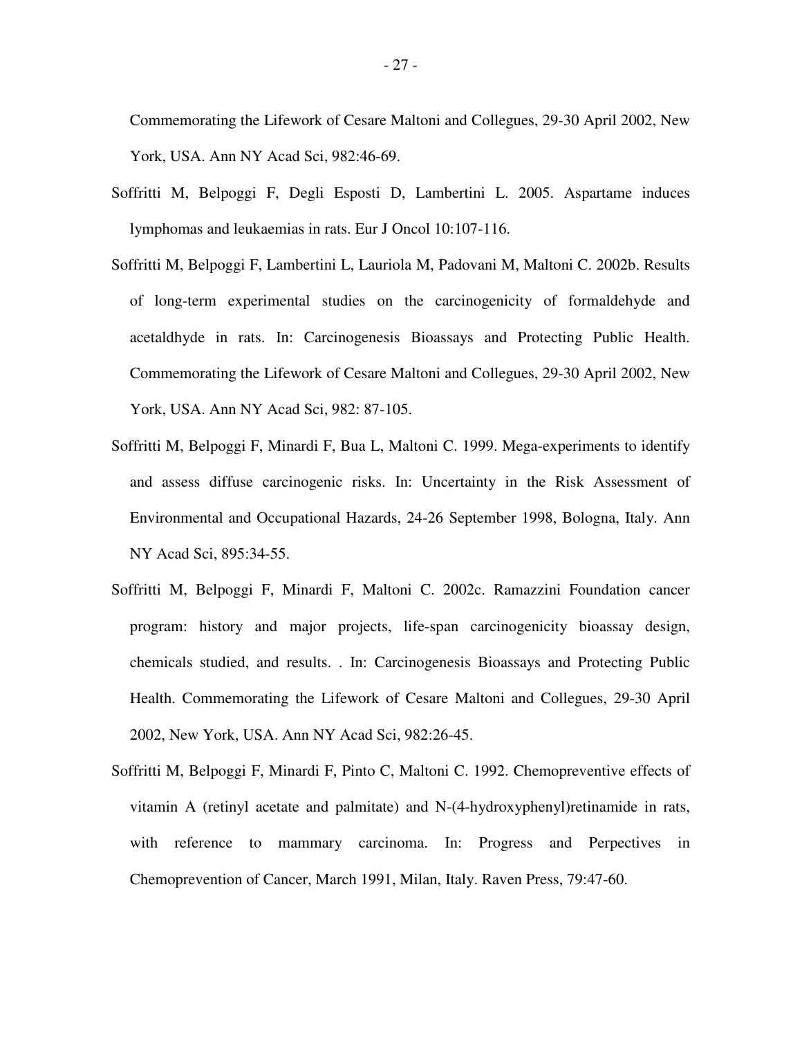Commemorating the Lifework of Cesare Maltoni and Collegues, 29-30 April 2002, New York, USA. Ann NY Acad Sci, 982:46-69.

Soffritti M, Belpoggi F, Degli Esposti D, Lambertini L. 2005. Aspartame induces lymphomas and leukaemias in rats. Eur J Oncol 10:107-116.

Soffritti M, Belpoggi F, Lambertini L, Lauriola M, Padovani M, Maltoni C. 2002b. Results of long-term experimental studies on the carcinogenicity of formaldehyde and acetaldhyde in rats. In: Carcinogenesis Bioassays and Protecting Public Health. Commemorating the Lifework of Cesare Maltoni and Collegues, 29-30 April 2002, New York, USA. Ann NY Acad Sci, 982: 87-105.

Soffritti M, Belpoggi F, Minardi F, Bua L, Maltoni C. 1999. Mega-experiments to identify and assess diffuse carcinogenic risks. In: Uncertainty in the Risk Assessment of Environmental and Occupational Hazards, 24-26 September 1998, Bologna, Italy. Ann NY Acad Sci, 895:34-55.

Soffritti M, Belpoggi F, Minardi F, Maltoni C. 2002c. Ramazzini Foundation cancer program: history and major projects, life-span carcinogenicity bioassay design, chemicals studied, and results. . In: Carcinogenesis Bioassays and Protecting Public Health. Commemorating the Lifework of Cesare Maltoni and Collegues, 29-30 April 2002, New York, USA. Ann NY Acad Sci, 982:26-45.

Soffritti M, Belpoggi F, Minardi F, Pinto C, Maltoni C. 1992. Chemopreventive effects of vitamin A (retinyl acetate and palmitate) and N-(4-hydroxyphenyl)retinamide in rats, with reference to mammary carcinoma. In: Progress and Perpectives in Chemoprevention of Cancer, March 1991, Milan, Italy. Raven Press, 79:47-60.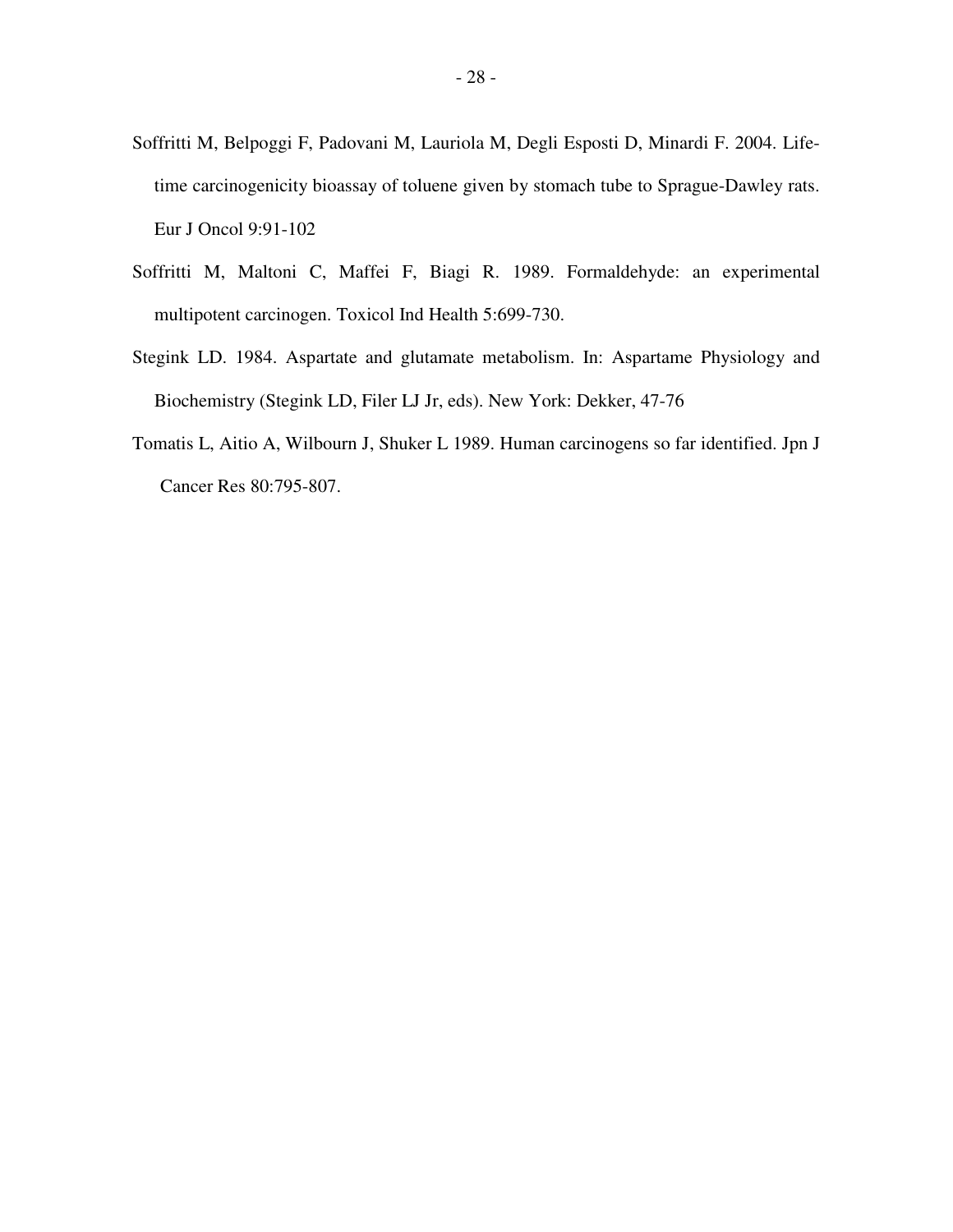Soffritti M, Belpoggi F, Padovani M, Lauriola M, Degli Esposti D, Minardi F. 2004. Life-time carcinogenicity bioassay of toluene given by stomach tube to Sprague-Dawley rats. Eur J Oncol 9:91-102

Soffritti M, Maltoni C, Maffei F, Biagi R. 1989. Formaldehyde: an experimental multipotent carcinogen. Toxicol Ind Health 5:699-730.

Stegink LD. 1984. Aspartate and glutamate metabolism. In: Aspartame Physiology and Biochemistry (Stegink LD, Filer LJ Jr, eds). New York: Dekker, 47-76

Tomatis L, Aitio A, Wilbourn J, Shuker L 1989. Human carcinogens so far identified. Jpn J Cancer Res 80:795-807.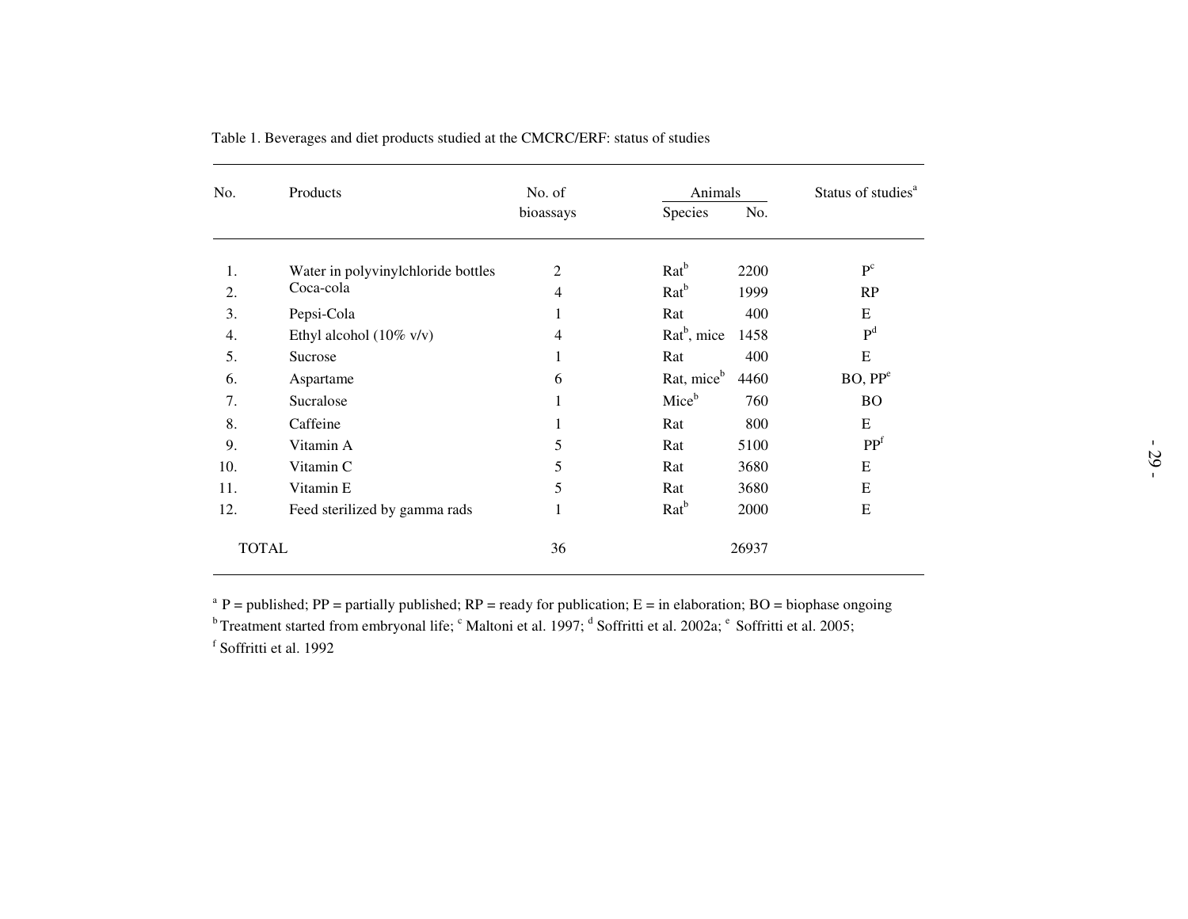Table 1. Beverages and diet products studied at the CMCRC/ERF: status of studies

| No. | Products | No. of bioassays | Animals | | Status of studies[a] |
|---|---|---|---|---|---|
| | | | Species | No. | |
| 1. | Water in polyvinylchloride bottles | 2 | Rat[b] | 2200 | P[c] |
| 2. | Coca-cola | 4 | Rat[b] | 1999 | RP |
| 3. | Pepsi-Cola | 1 | Rat | 400 | E |
| 4. | Ethyl alcohol (10% v/v) | 4 | Rat[b], mice | 1458 | P[d] |
| 5. | Sucrose | 1 | Rat | 400 | E |
| 6. | Aspartame | 6 | Rat, mice[b] | 4460 | BO, PP[e] |
| 7. | Sucralose | 1 | Mice[b] | 760 | BO |
| 8. | Caffeine | 1 | Rat | 800 | E |
| 9. | Vitamin A | 5 | Rat | 5100 | PP[f] |
| 10. | Vitamin C | 5 | Rat | 3680 | E |
| 11. | Vitamin E | 5 | Rat | 3680 | E |
| 12. | Feed sterilized by gamma rads | 1 | Rat[b] | 2000 | E |
| TOTAL | | 36 | | 26937 | |

[a] P = published; PP = partially published; RP = ready for publication; E = in elaboration; BO = biophase ongoing

[b] Treatment started from embryonal life; [c] Maltoni et al. 1997; [d] Soffritti et al. 2002a; [e] Soffritti et al. 2005;

[f] Soffritti et al. 1992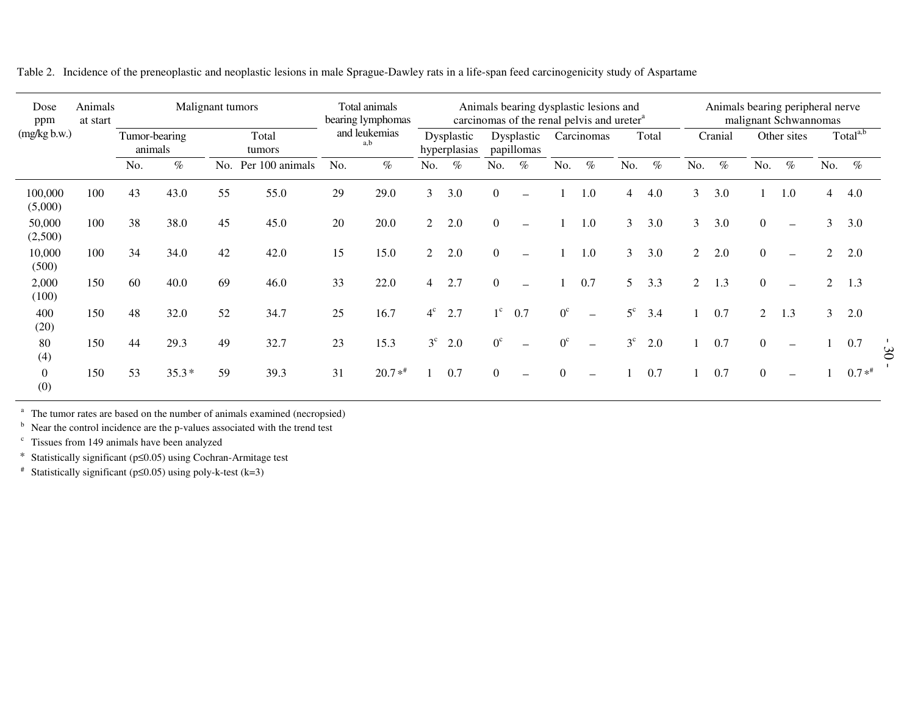Table 2. Incidence of the preneoplastic and neoplastic lesions in male Sprague-Dawley rats in a life-span feed carcinogenicity study of Aspartame

| Dose ppm (mg/kg b.w.) | Animals at start | Malignant tumors | | | | Total animals bearing lymphomas and leukemias[a,b] | | Animals bearing dysplastic lesions and carcinomas of the renal pelvis and ureter[a] | | | | | | | | Animals bearing peripheral nerve malignant Schwannomas | | | | | |
|---|---|---|---|---|---|---|---|---|---|---|---|---|---|---|---|---|---|---|---|---|---|
| | | Tumor-bearing animals | | Total tumors | | | | Dysplastic hyperplasias | | Dysplastic papillomas | | Carcinomas | | Total | | Cranial | | Other sites | | Total[a,b] | |
| | | No. | % | No. | Per 100 animals | No. | % | No. | % | No. | % | No. | % | No. | % | No. | % | No. | % | No. | % |
| 100,000 (5,000) | 100 | 43 | 43.0 | 55 | 55.0 | 29 | 29.0 | 3 | 3.0 | 0 | – | 1 | 1.0 | 4 | 4.0 | 3 | 3.0 | 1 | 1.0 | 4 | 4.0 |
| 50,000 (2,500) | 100 | 38 | 38.0 | 45 | 45.0 | 20 | 20.0 | 2 | 2.0 | 0 | – | 1 | 1.0 | 3 | 3.0 | 3 | 3.0 | 0 | – | 3 | 3.0 |
| 10,000 (500) | 100 | 34 | 34.0 | 42 | 42.0 | 15 | 15.0 | 2 | 2.0 | 0 | – | 1 | 1.0 | 3 | 3.0 | 2 | 2.0 | 0 | – | 2 | 2.0 |
| 2,000 (100) | 150 | 60 | 40.0 | 69 | 46.0 | 33 | 22.0 | 4 | 2.7 | 0 | – | 1 | 0.7 | 5 | 3.3 | 2 | 1.3 | 0 | – | 2 | 1.3 |
| 400 (20) | 150 | 48 | 32.0 | 52 | 34.7 | 25 | 16.7 | 4[c] | 2.7 | 1[c] | 0.7 | 0[c] | – | 5[c] | 3.4 | 1 | 0.7 | 2 | 1.3 | 3 | 2.0 |
| 80 (4) | 150 | 44 | 29.3 | 49 | 32.7 | 23 | 15.3 | 3[c] | 2.0 | 0[c] | – | 0[c] | – | 3[c] | 2.0 | 1 | 0.7 | 0 | – | 1 | 0.7 |
| 0 (0) | 150 | 53 | 35.3 * | 59 | 39.3 | 31 | 20.7 *# | 1 | 0.7 | 0 | – | 0 | – | 1 | 0.7 | 1 | 0.7 | 0 | – | 1 | 0.7 *# |

[a] The tumor rates are based on the number of animals examined (necropsied)

[b] Near the control incidence are the p-values associated with the trend test

[c] Tissues from 149 animals have been analyzed

\* Statistically significant ($p \leq 0.05$) using Cochran-Armitage test

\# Statistically significant ($p \leq 0.05$) using poly-k-test (k=3)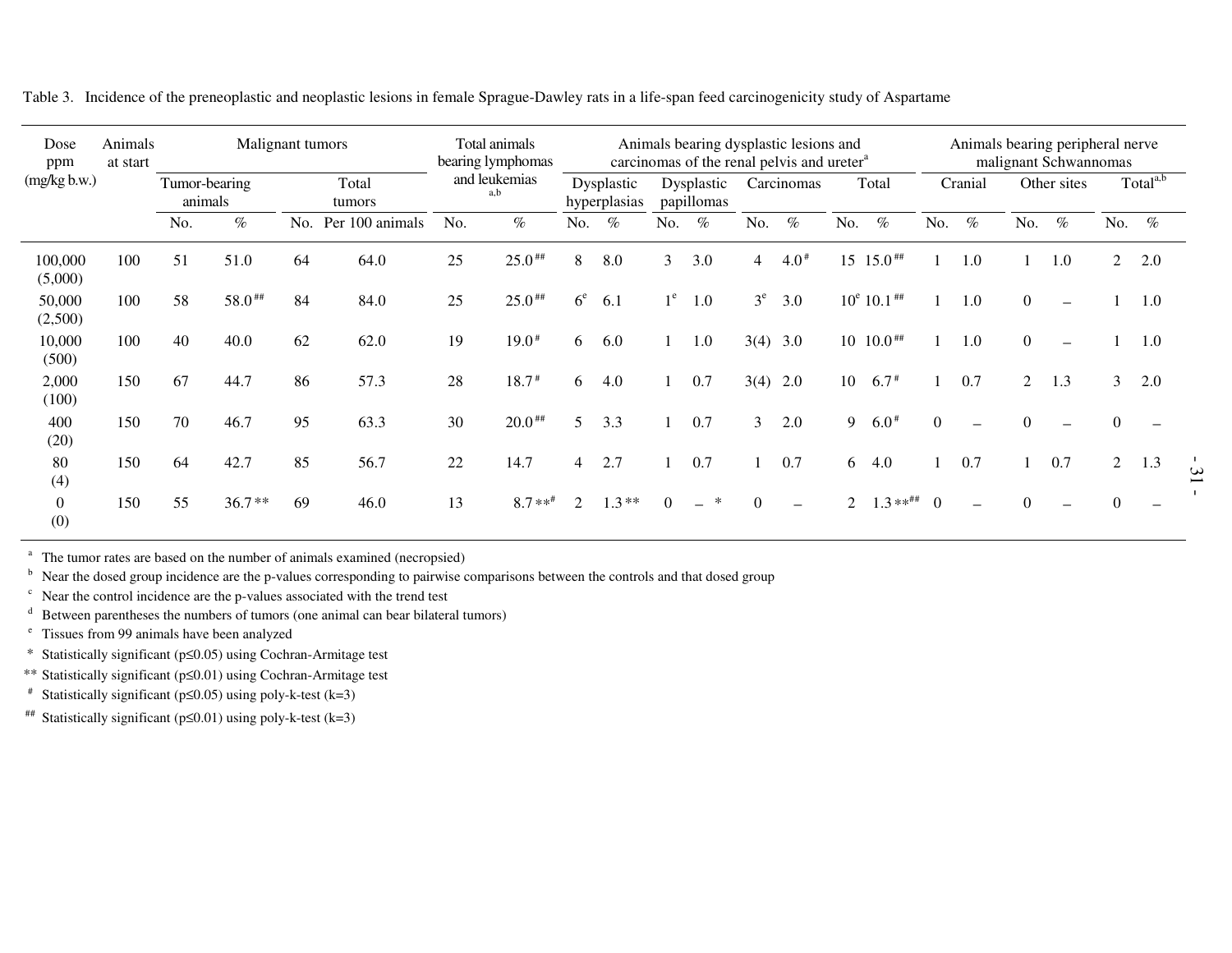Table 3. Incidence of the preneoplastic and neoplastic lesions in female Sprague-Dawley rats in a life-span feed carcinogenicity study of Aspartame

| Dose ppm (mg/kg b.w.) | Animals at start | Malignant tumors | | | | Total animals bearing lymphomas and leukemias [a,b] | | Animals bearing dysplastic lesions and carcinomas of the renal pelvis and ureter [a] | | | | | | | | Animals bearing peripheral nerve malignant Schwannomas | | | | | |
|---|---|---|---|---|---|---|---|---|---|---|---|---|---|---|---|---|---|---|---|---|---|
| | | Tumor-bearing animals | | Total tumors | | | | Dysplastic hyperplasias | | Dysplastic papillomas | | Carcinomas | | Total | | Cranial | | Other sites | | Total [a,b] | |
| | | No. | % | No. | Per 100 animals | No. | % | No. | % | No. | % | No. | % | No. | % | No. | % | No. | % | No. | % |
| 100,000 (5,000) | 100 | 51 | 51.0 | 64 | 64.0 | 25 | 25.0 ## | 8 | 8.0 | 3 | 3.0 | 4 | 4.0 # | 15 | 15.0 ## | 1 | 1.0 | 1 | 1.0 | 2 | 2.0 |
| 50,000 (2,500) | 100 | 58 | 58.0 ## | 84 | 84.0 | 25 | 25.0 ## | 6 [e] | 6.1 | 1 [e] | 1.0 | 3 [e] | 3.0 | 10 [e] | 10.1 ## | 1 | 1.0 | 0 | – | 1 | 1.0 |
| 10,000 (500) | 100 | 40 | 40.0 | 62 | 62.0 | 19 | 19.0 # | 6 | 6.0 | 1 | 1.0 | 3(4) | 3.0 | 10 | 10.0 ## | 1 | 1.0 | 0 | – | 1 | 1.0 |
| 2,000 (100) | 150 | 67 | 44.7 | 86 | 57.3 | 28 | 18.7 # | 6 | 4.0 | 1 | 0.7 | 3(4) | 2.0 | 10 | 6.7 # | 1 | 0.7 | 2 | 1.3 | 3 | 2.0 |
| 400 (20) | 150 | 70 | 46.7 | 95 | 63.3 | 30 | 20.0 ## | 5 | 3.3 | 1 | 0.7 | 3 | 2.0 | 9 | 6.0 # | 0 | – | 0 | – | 0 | – |
| 80 (4) | 150 | 64 | 42.7 | 85 | 56.7 | 22 | 14.7 | 4 | 2.7 | 1 | 0.7 | 1 | 0.7 | 6 | 4.0 | 1 | 0.7 | 1 | 0.7 | 2 | 1.3 |
| 0 (0) | 150 | 55 | 36.7 ** | 69 | 46.0 | 13 | 8.7 ** # | 2 | 1.3 ** | 0 | – * | 0 | – | 2 | 1.3 ** ## | 0 | – | 0 | – | 0 | – |

[a] The tumor rates are based on the number of animals examined (necropsied)

[b] Near the dosed group incidence are the p-values corresponding to pairwise comparisons between the controls and that dosed group

[c] Near the control incidence are the p-values associated with the trend test

[d] Between parentheses the numbers of tumors (one animal can bear bilateral tumors)

[e] Tissues from 99 animals have been analyzed

\* Statistically significant ($p \leq 0.05$) using Cochran-Armitage test

\*\* Statistically significant ($p \leq 0.01$) using Cochran-Armitage test

\# Statistically significant ($p \leq 0.05$) using poly-k-test (k=3)

\#\# Statistically significant ($p \leq 0.01$) using poly-k-test (k=3)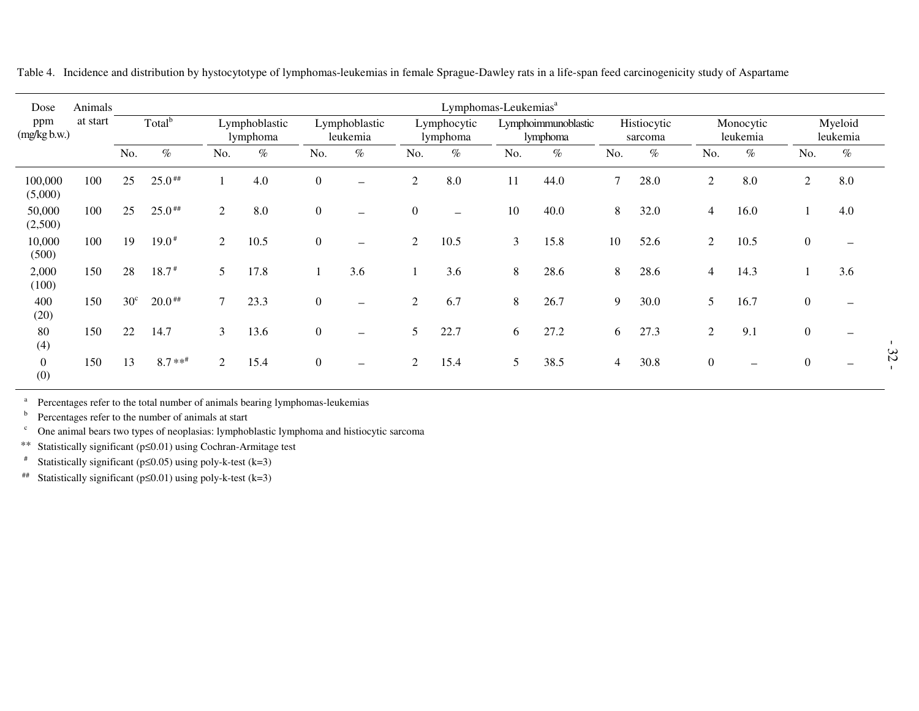Table 4. Incidence and distribution by hystocytotype of lymphomas-leukemias in female Sprague-Dawley rats in a life-span feed carcinogenicity study of Aspartame

| Dose ppm (mg/kg b.w.) | Animals at start | Lymphomas-Leukemias[a] | | | | | | | | | | | | | | | |
|---|---|---|---|---|---|---|---|---|---|---|---|---|---|---|---|---|---|
| | | Total[b] | | Lymphoblastic lymphoma | | Lymphoblastic leukemia | | Lymphocytic lymphoma | | Lymphoimmunoblastic lymphoma | | Histiocytic sarcoma | | Monocytic leukemia | | Myeloid leukemia | |
| | | No. | % | No. | % | No. | % | No. | % | No. | % | No. | % | No. | % | No. | % |
| 100,000 (5,000) | 100 | 25 | 25.0[##] | 1 | 4.0 | 0 | – | 2 | 8.0 | 11 | 44.0 | 7 | 28.0 | 2 | 8.0 | 2 | 8.0 |
| 50,000 (2,500) | 100 | 25 | 25.0[##] | 2 | 8.0 | 0 | – | 0 | – | 10 | 40.0 | 8 | 32.0 | 4 | 16.0 | 1 | 4.0 |
| 10,000 (500) | 100 | 19 | 19.0[#] | 2 | 10.5 | 0 | – | 2 | 10.5 | 3 | 15.8 | 10 | 52.6 | 2 | 10.5 | 0 | – |
| 2,000 (100) | 150 | 28 | 18.7[#] | 5 | 17.8 | 1 | 3.6 | 1 | 3.6 | 8 | 28.6 | 8 | 28.6 | 4 | 14.3 | 1 | 3.6 |
| 400 (20) | 150 | 30[c] | 20.0[##] | 7 | 23.3 | 0 | – | 2 | 6.7 | 8 | 26.7 | 9 | 30.0 | 5 | 16.7 | 0 | – |
| 80 (4) | 150 | 22 | 14.7 | 3 | 13.6 | 0 | – | 5 | 22.7 | 6 | 27.2 | 6 | 27.3 | 2 | 9.1 | 0 | – |
| 0 (0) | 150 | 13 | 8.7**[#] | 2 | 15.4 | 0 | – | 2 | 15.4 | 5 | 38.5 | 4 | 30.8 | 0 | – | 0 | – |

[a] Percentages refer to the total number of animals bearing lymphomas-leukemias

[b] Percentages refer to the number of animals at start

[c] One animal bears two types of neoplasias: lymphoblastic lymphoma and histiocytic sarcoma

** Statistically significant ($p \leq 0.01$) using Cochran-Armitage test

[#] Statistically significant ($p \leq 0.05$) using poly-k-test (k=3)

[##] Statistically significant ($p \leq 0.01$) using poly-k-test (k=3)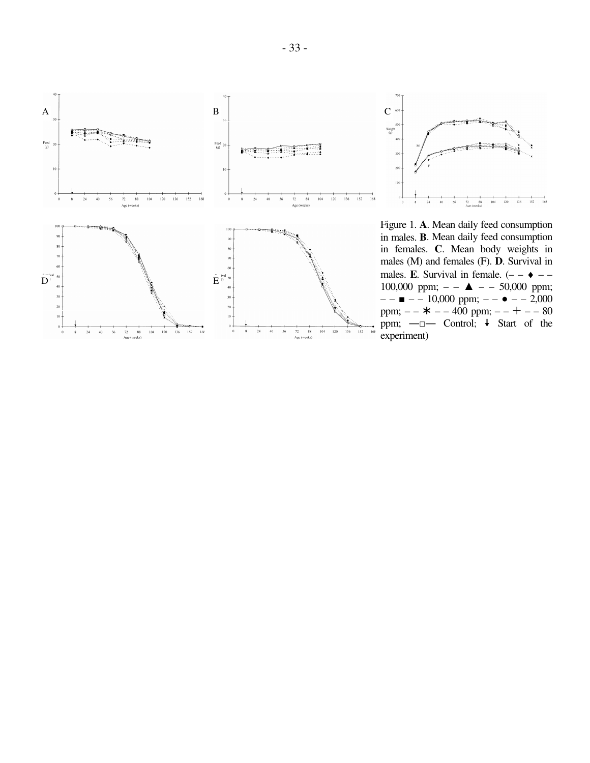Figure 1. **A**. Mean daily feed consumption in males. **B**. Mean daily feed consumption in females. **C**. Mean body weights in males (M) and females (F). **D**. Survival in males. **E**. Survival in female. (– – ♦ – – 100,000 ppm; – – ▲ – – 50,000 ppm; – – ■ – – 10,000 ppm; – – ● – – 2,000 ppm; – – ✱ – – 400 ppm; – – + – – 80 ppm; —□— Control; ↓ Start of the experiment)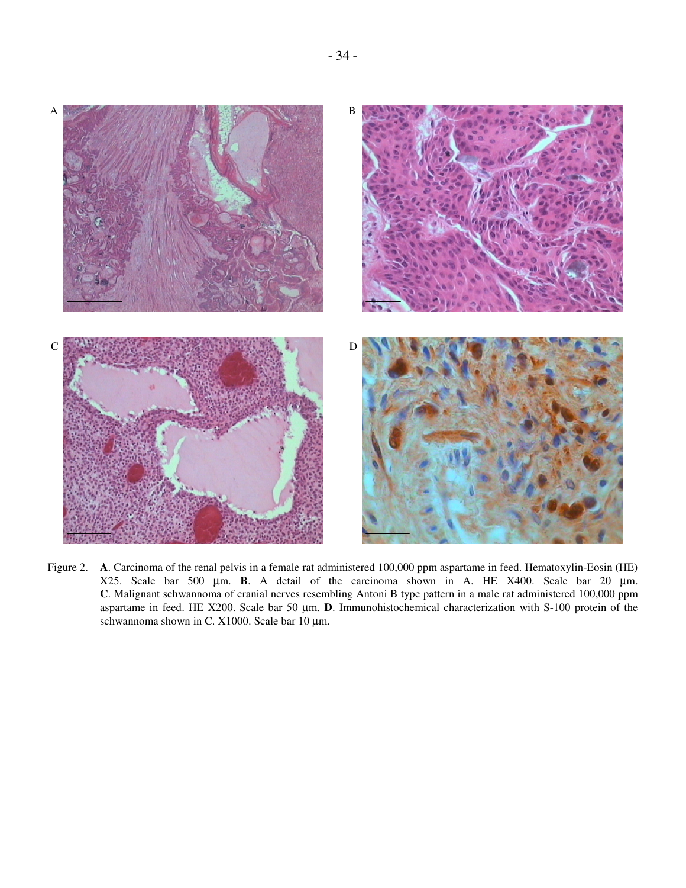A

B

C

D

Figure 2. **A**. Carcinoma of the renal pelvis in a female rat administered 100,000 ppm aspartame in feed. Hematoxylin-Eosin (HE) X25. Scale bar 500 µm. **B**. A detail of the carcinoma shown in A. HE X400. Scale bar 20 µm. **C**. Malignant schwannoma of cranial nerves resembling Antoni B type pattern in a male rat administered 100,000 ppm aspartame in feed. HE X200. Scale bar 50 µm. **D**. Immunohistochemical characterization with S-100 protein of the schwannoma shown in C. X1000. Scale bar 10 µm.